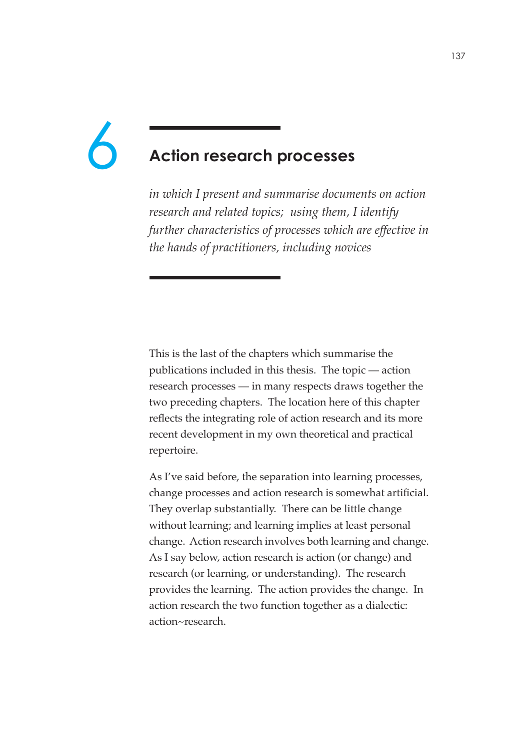# 6 Action research processes

*in which I present and summarise documents on action research and related topics; using them, I identify further characteristics of processes which are effective in the hands of practitioners, including novices*

This is the last of the chapters which summarise the publications included in this thesis. The topic — action research processes — in many respects draws together the two preceding chapters. The location here of this chapter reflects the integrating role of action research and its more recent development in my own theoretical and practical repertoire.

As I've said before, the separation into learning processes, change processes and action research is somewhat artificial. They overlap substantially. There can be little change without learning; and learning implies at least personal change. Action research involves both learning and change. As I say below, action research is action (or change) and research (or learning, or understanding). The research provides the learning. The action provides the change. In action research the two function together as a dialectic: action~research.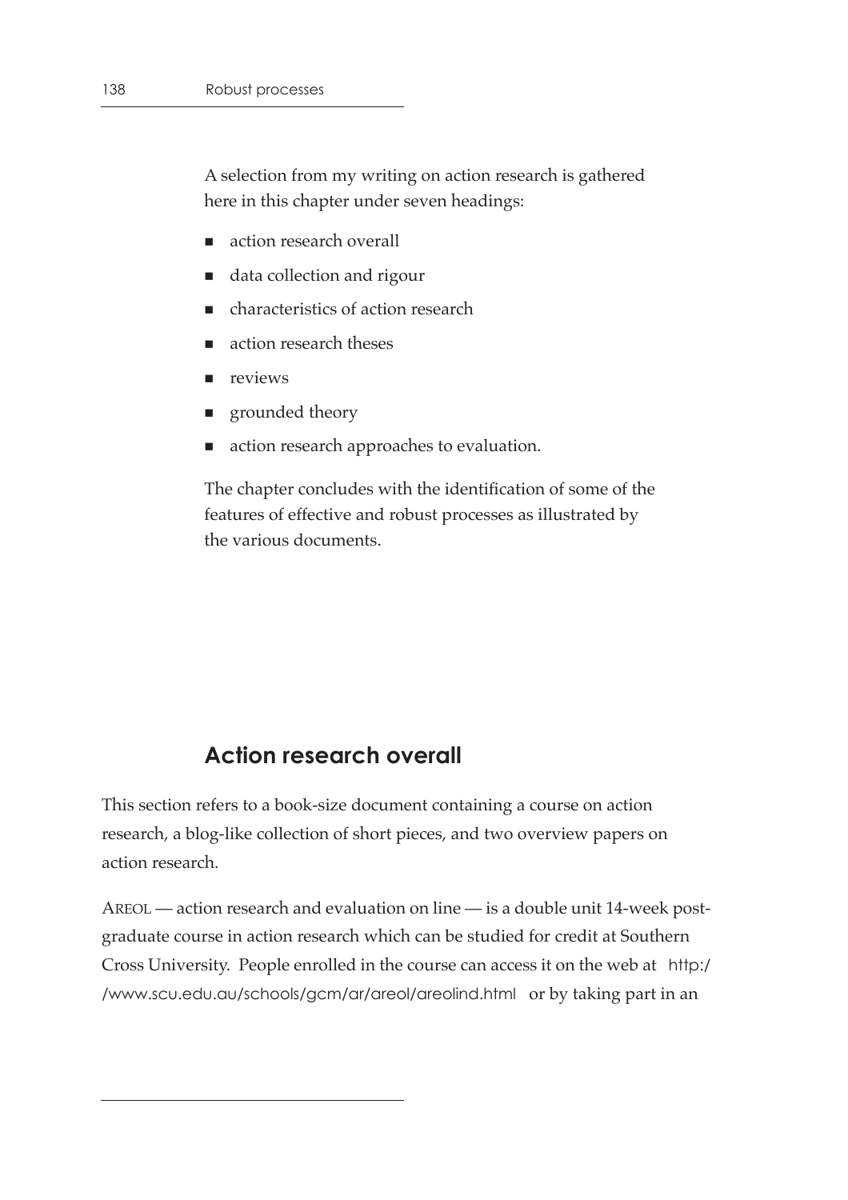A selection from my writing on action research is gathered here in this chapter under seven headings:

- action research overall
- data collection and rigour
- characteristics of action research
- action research theses
- reviews
- grounded theory
- action research approaches to evaluation.

The chapter concludes with the identification of some of the features of effective and robust processes as illustrated by the various documents.

## Action research overall

This section refers to a book-size document containing a course on action research, a blog-like collection of short pieces, and two overview papers on action research.

AREOL — action research and evaluation on line — is a double unit 14-week post-graduate course in action research which can be studied for credit at Southern Cross University. People enrolled in the course can access it on the web at http://www.scu.edu.au/schools/gcm/ar/areol/areolind.html or by taking part in an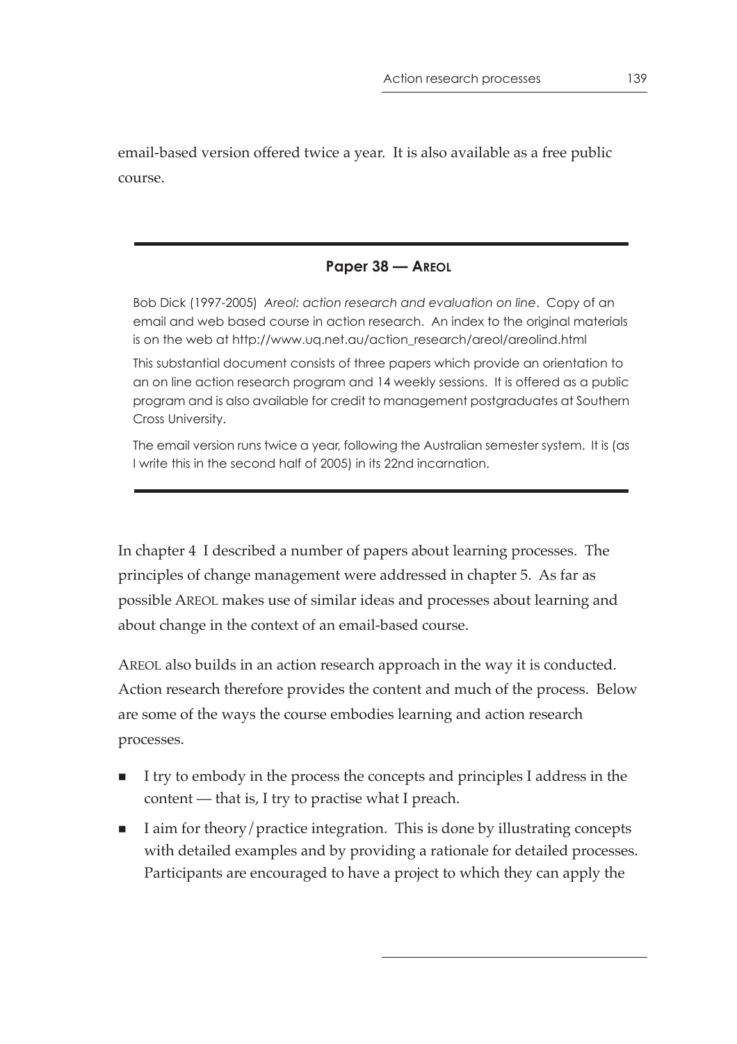email-based version offered twice a year. It is also available as a free public course.

---

**Paper 38 — AREOL**

Bob Dick (1997-2005) *Areol: action research and evaluation on line*. Copy of an email and web based course in action research. An index to the original materials is on the web at http://www.uq.net.au/action_research/areol/areolind.html

This substantial document consists of three papers which provide an orientation to an on line action research program and 14 weekly sessions. It is offered as a public program and is also available for credit to management postgraduates at Southern Cross University.

The email version runs twice a year, following the Australian semester system. It is (as I write this in the second half of 2005) in its 22nd incarnation.

---

In chapter 4 I described a number of papers about learning processes. The principles of change management were addressed in chapter 5. As far as possible AREOL makes use of similar ideas and processes about learning and about change in the context of an email-based course.

AREOL also builds in an action research approach in the way it is conducted. Action research therefore provides the content and much of the process. Below are some of the ways the course embodies learning and action research processes.

- I try to embody in the process the concepts and principles I address in the content — that is, I try to practise what I preach.
- I aim for theory/practice integration. This is done by illustrating concepts with detailed examples and by providing a rationale for detailed processes. Participants are encouraged to have a project to which they can apply the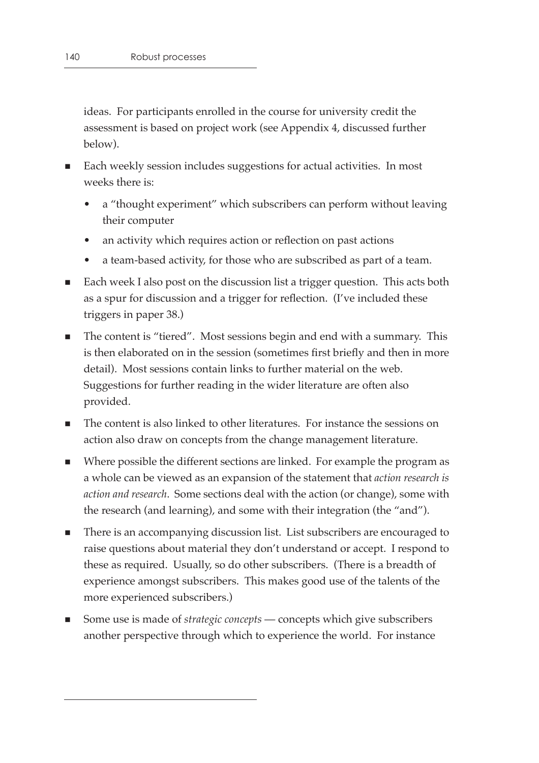ideas. For participants enrolled in the course for university credit the assessment is based on project work (see Appendix 4, discussed further below).

- Each weekly session includes suggestions for actual activities. In most weeks there is:
  - a "thought experiment" which subscribers can perform without leaving their computer
  - an activity which requires action or reflection on past actions
  - a team-based activity, for those who are subscribed as part of a team.
- Each week I also post on the discussion list a trigger question. This acts both as a spur for discussion and a trigger for reflection. (I've included these triggers in paper 38.)
- The content is "tiered". Most sessions begin and end with a summary. This is then elaborated on in the session (sometimes first briefly and then in more detail). Most sessions contain links to further material on the web. Suggestions for further reading in the wider literature are often also provided.
- The content is also linked to other literatures. For instance the sessions on action also draw on concepts from the change management literature.
- Where possible the different sections are linked. For example the program as a whole can be viewed as an expansion of the statement that *action research is action and research*. Some sections deal with the action (or change), some with the research (and learning), and some with their integration (the "and").
- There is an accompanying discussion list. List subscribers are encouraged to raise questions about material they don't understand or accept. I respond to these as required. Usually, so do other subscribers. (There is a breadth of experience amongst subscribers. This makes good use of the talents of the more experienced subscribers.)
- Some use is made of *strategic concepts* — concepts which give subscribers another perspective through which to experience the world. For instance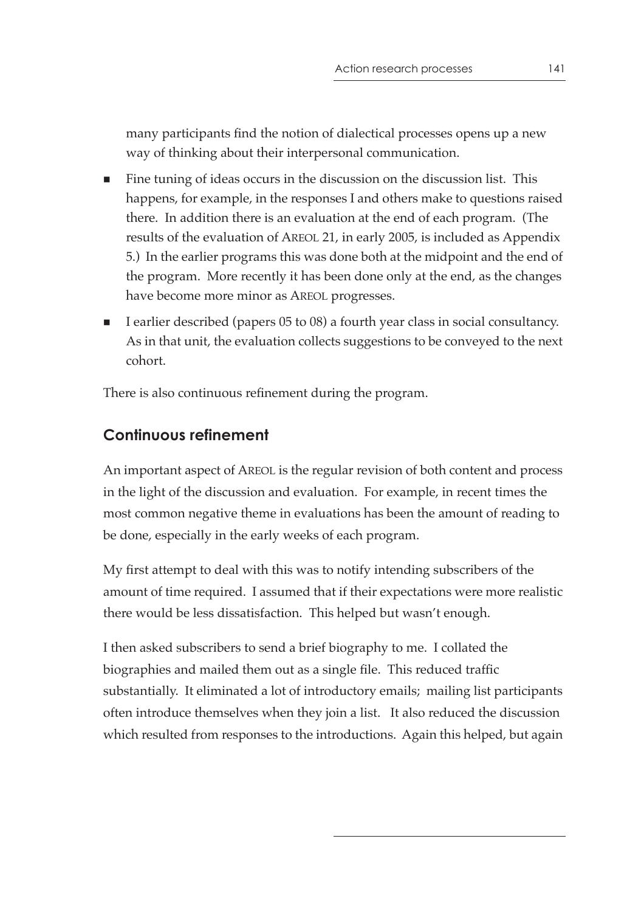many participants find the notion of dialectical processes opens up a new way of thinking about their interpersonal communication.

- Fine tuning of ideas occurs in the discussion on the discussion list. This happens, for example, in the responses I and others make to questions raised there. In addition there is an evaluation at the end of each program. (The results of the evaluation of AREOL 21, in early 2005, is included as Appendix 5.) In the earlier programs this was done both at the midpoint and the end of the program. More recently it has been done only at the end, as the changes have become more minor as AREOL progresses.
- I earlier described (papers 05 to 08) a fourth year class in social consultancy. As in that unit, the evaluation collects suggestions to be conveyed to the next cohort.

There is also continuous refinement during the program.

## Continuous refinement

An important aspect of AREOL is the regular revision of both content and process in the light of the discussion and evaluation. For example, in recent times the most common negative theme in evaluations has been the amount of reading to be done, especially in the early weeks of each program.

My first attempt to deal with this was to notify intending subscribers of the amount of time required. I assumed that if their expectations were more realistic there would be less dissatisfaction. This helped but wasn't enough.

I then asked subscribers to send a brief biography to me. I collated the biographies and mailed them out as a single file. This reduced traffic substantially. It eliminated a lot of introductory emails; mailing list participants often introduce themselves when they join a list. It also reduced the discussion which resulted from responses to the introductions. Again this helped, but again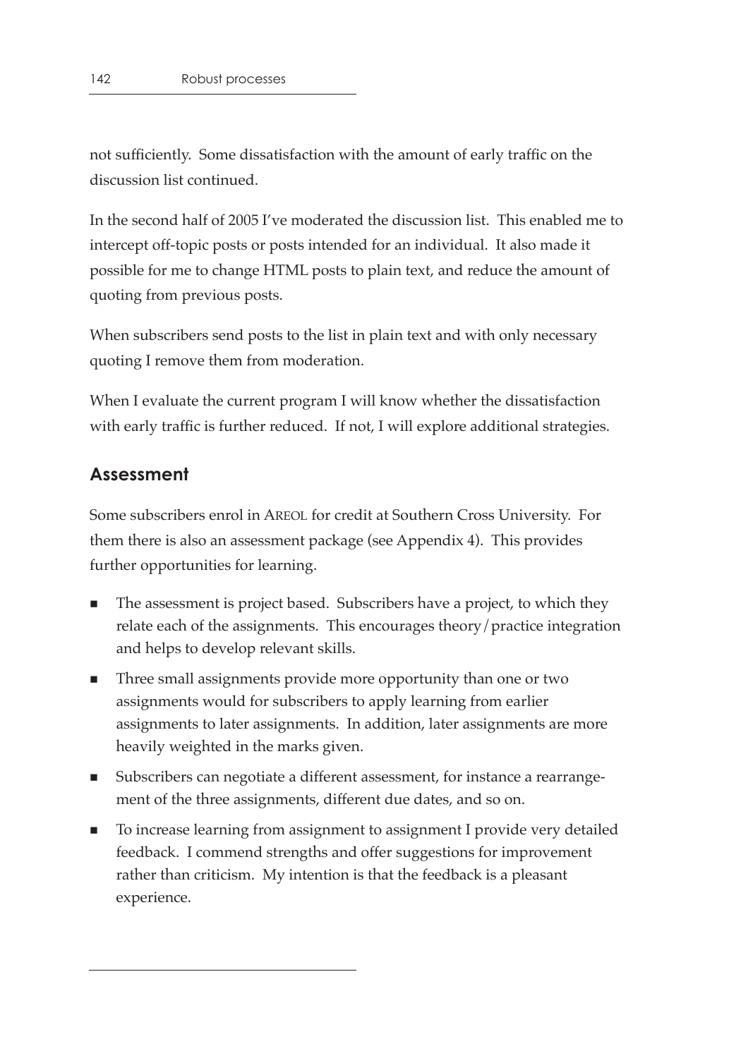not sufficiently. Some dissatisfaction with the amount of early traffic on the discussion list continued.

In the second half of 2005 I've moderated the discussion list. This enabled me to intercept off-topic posts or posts intended for an individual. It also made it possible for me to change HTML posts to plain text, and reduce the amount of quoting from previous posts.

When subscribers send posts to the list in plain text and with only necessary quoting I remove them from moderation.

When I evaluate the current program I will know whether the dissatisfaction with early traffic is further reduced. If not, I will explore additional strategies.

## Assessment

Some subscribers enrol in AREOL for credit at Southern Cross University. For them there is also an assessment package (see Appendix 4). This provides further opportunities for learning.

- The assessment is project based. Subscribers have a project, to which they relate each of the assignments. This encourages theory/practice integration and helps to develop relevant skills.
- Three small assignments provide more opportunity than one or two assignments would for subscribers to apply learning from earlier assignments to later assignments. In addition, later assignments are more heavily weighted in the marks given.
- Subscribers can negotiate a different assessment, for instance a rearrangement of the three assignments, different due dates, and so on.
- To increase learning from assignment to assignment I provide very detailed feedback. I commend strengths and offer suggestions for improvement rather than criticism. My intention is that the feedback is a pleasant experience.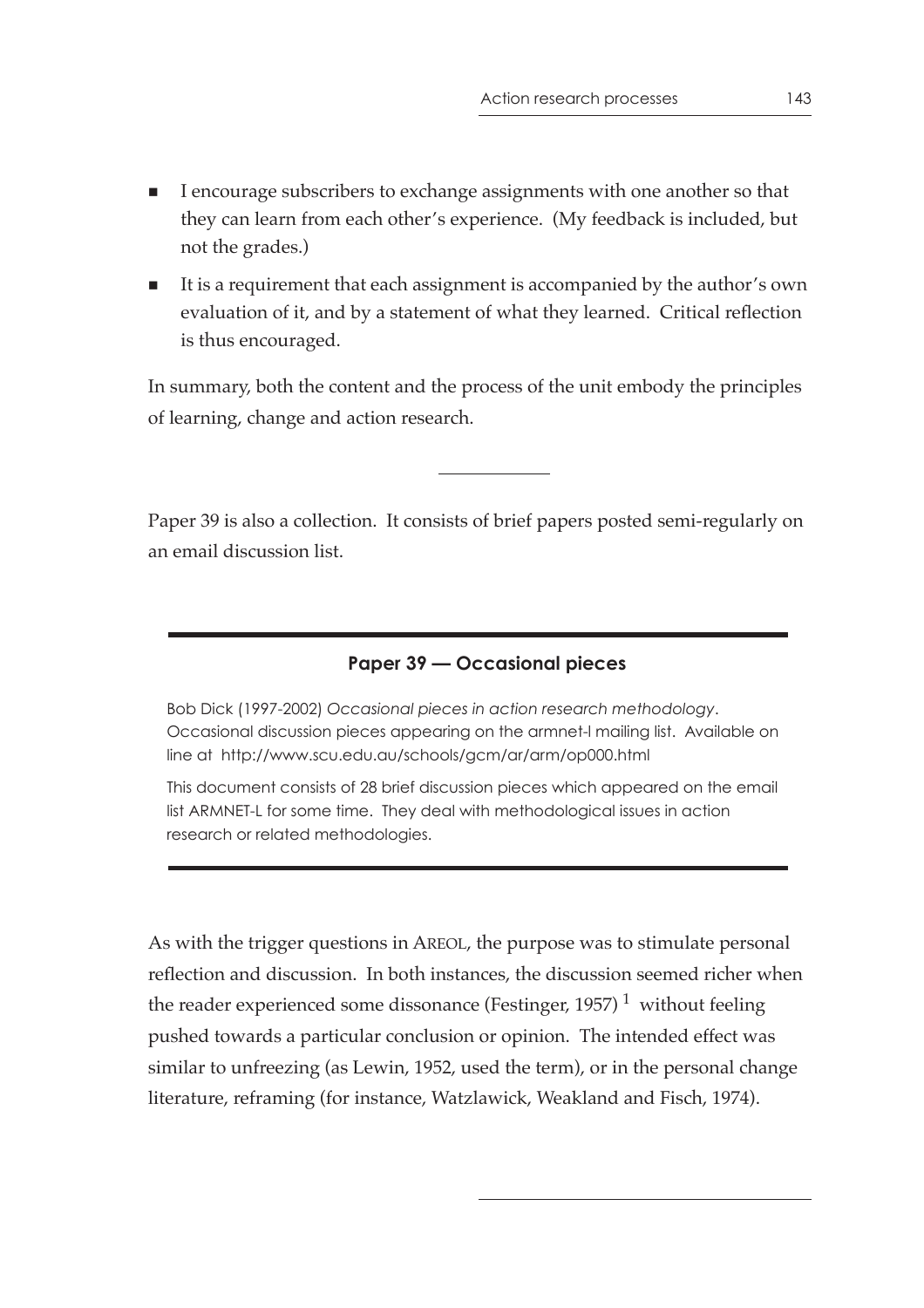- I encourage subscribers to exchange assignments with one another so that they can learn from each other's experience. (My feedback is included, but not the grades.)
- It is a requirement that each assignment is accompanied by the author's own evaluation of it, and by a statement of what they learned. Critical reflection is thus encouraged.

In summary, both the content and the process of the unit embody the principles of learning, change and action research.

---

Paper 39 is also a collection. It consists of brief papers posted semi-regularly on an email discussion list.

---

### Paper 39 — Occasional pieces

Bob Dick (1997-2002) *Occasional pieces in action research methodology*. Occasional discussion pieces appearing on the armnet-l mailing list. Available on line at http://www.scu.edu.au/schools/gcm/ar/arm/op000.html

This document consists of 28 brief discussion pieces which appeared on the email list ARMNET-L for some time. They deal with methodological issues in action research or related methodologies.

---

As with the trigger questions in AREOL, the purpose was to stimulate personal reflection and discussion. In both instances, the discussion seemed richer when the reader experienced some dissonance (Festinger, 1957) [1] without feeling pushed towards a particular conclusion or opinion. The intended effect was similar to unfreezing (as Lewin, 1952, used the term), or in the personal change literature, reframing (for instance, Watzlawick, Weakland and Fisch, 1974).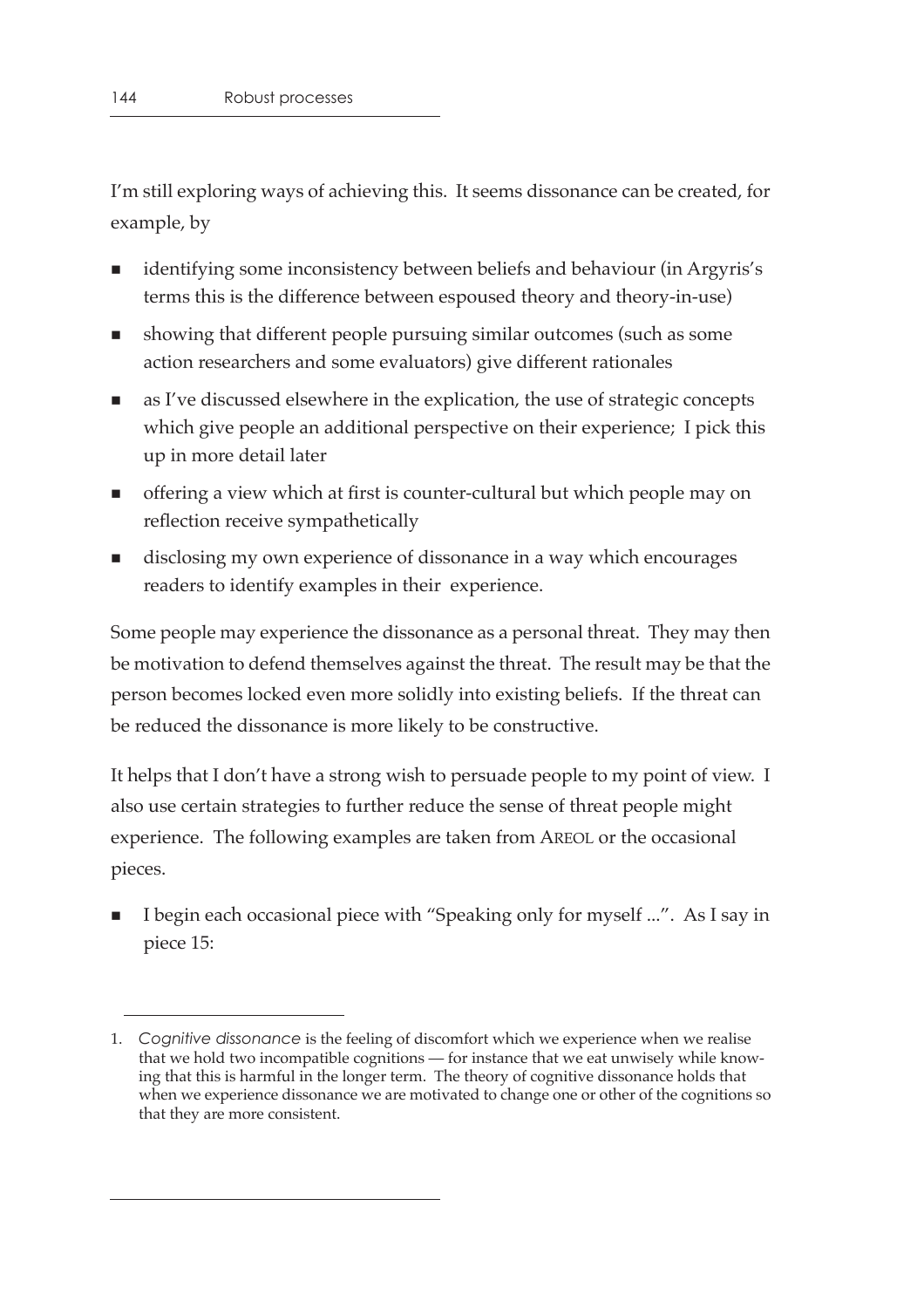I'm still exploring ways of achieving this. It seems dissonance can be created, for example, by

- identifying some inconsistency between beliefs and behaviour (in Argyris's terms this is the difference between espoused theory and theory-in-use)
- showing that different people pursuing similar outcomes (such as some action researchers and some evaluators) give different rationales
- as I've discussed elsewhere in the explication, the use of strategic concepts which give people an additional perspective on their experience; I pick this up in more detail later
- offering a view which at first is counter-cultural but which people may on reflection receive sympathetically
- disclosing my own experience of dissonance in a way which encourages readers to identify examples in their experience.

Some people may experience the dissonance as a personal threat. They may then be motivation to defend themselves against the threat. The result may be that the person becomes locked even more solidly into existing beliefs. If the threat can be reduced the dissonance is more likely to be constructive.

It helps that I don't have a strong wish to persuade people to my point of view. I also use certain strategies to further reduce the sense of threat people might experience. The following examples are taken from AREOL or the occasional pieces.

- I begin each occasional piece with "Speaking only for myself ...". As I say in piece 15:

---

1. *Cognitive dissonance* is the feeling of discomfort which we experience when we realise that we hold two incompatible cognitions — for instance that we eat unwisely while knowing that this is harmful in the longer term. The theory of cognitive dissonance holds that when we experience dissonance we are motivated to change one or other of the cognitions so that they are more consistent.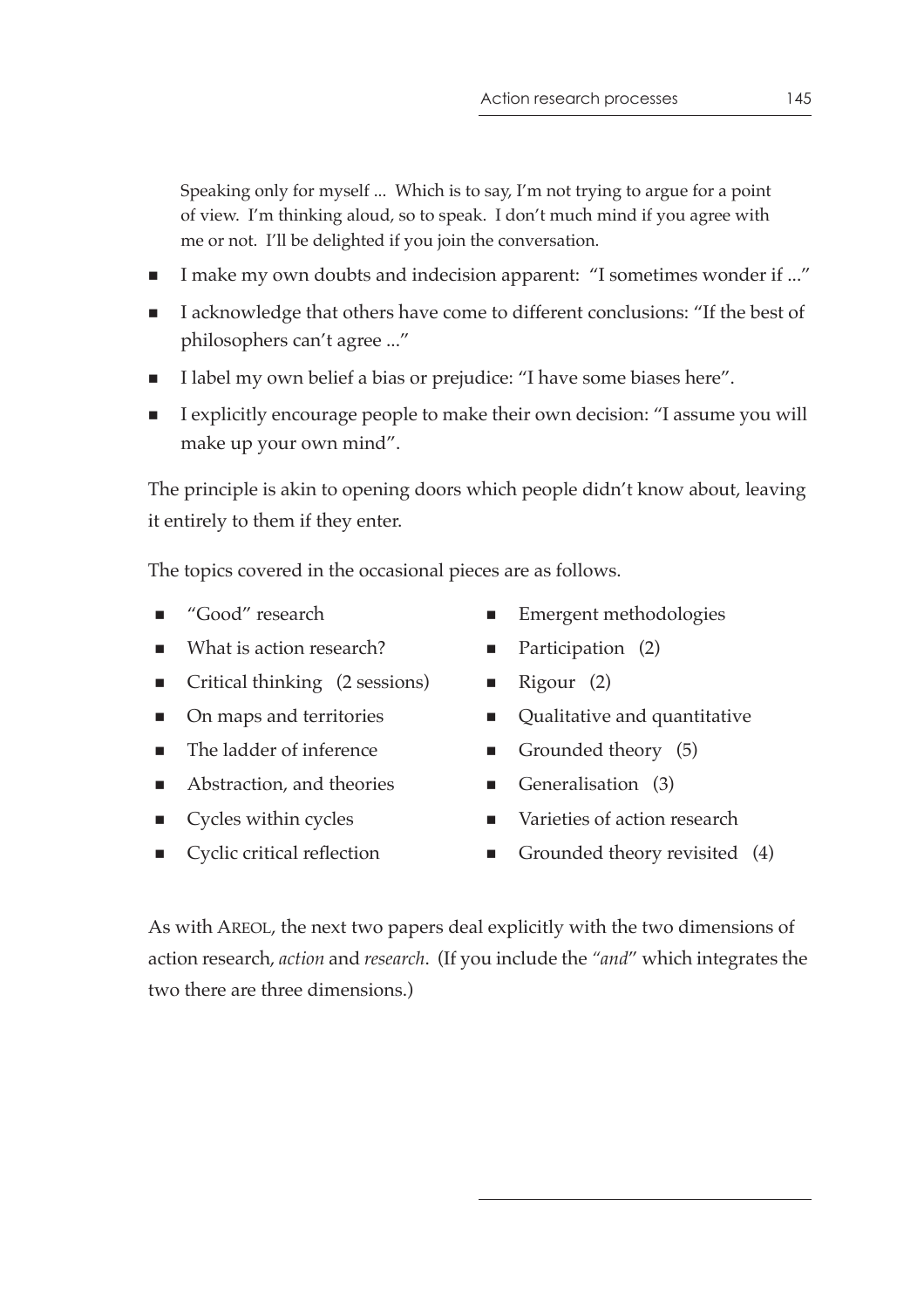> Speaking only for myself ... Which is to say, I'm not trying to argue for a point of view. I'm thinking aloud, so to speak. I don't much mind if you agree with me or not. I'll be delighted if you join the conversation.

- I make my own doubts and indecision apparent: "I sometimes wonder if ..."
- I acknowledge that others have come to different conclusions: "If the best of philosophers can't agree ..."
- I label my own belief a bias or prejudice: "I have some biases here".
- I explicitly encourage people to make their own decision: "I assume you will make up your own mind".

The principle is akin to opening doors which people didn't know about, leaving it entirely to them if they enter.

The topics covered in the occasional pieces are as follows.

- "Good" research
- What is action research?
- Critical thinking (2 sessions)
- On maps and territories
- The ladder of inference
- Abstraction, and theories
- Cycles within cycles
- Cyclic critical reflection
- Emergent methodologies
- Participation (2)
- Rigour (2)
- Qualitative and quantitative
- Grounded theory (5)
- Generalisation (3)
- Varieties of action research
- Grounded theory revisited (4)

As with AREOL, the next two papers deal explicitly with the two dimensions of action research, *action* and *research*. (If you include the *"and"* which integrates the two there are three dimensions.)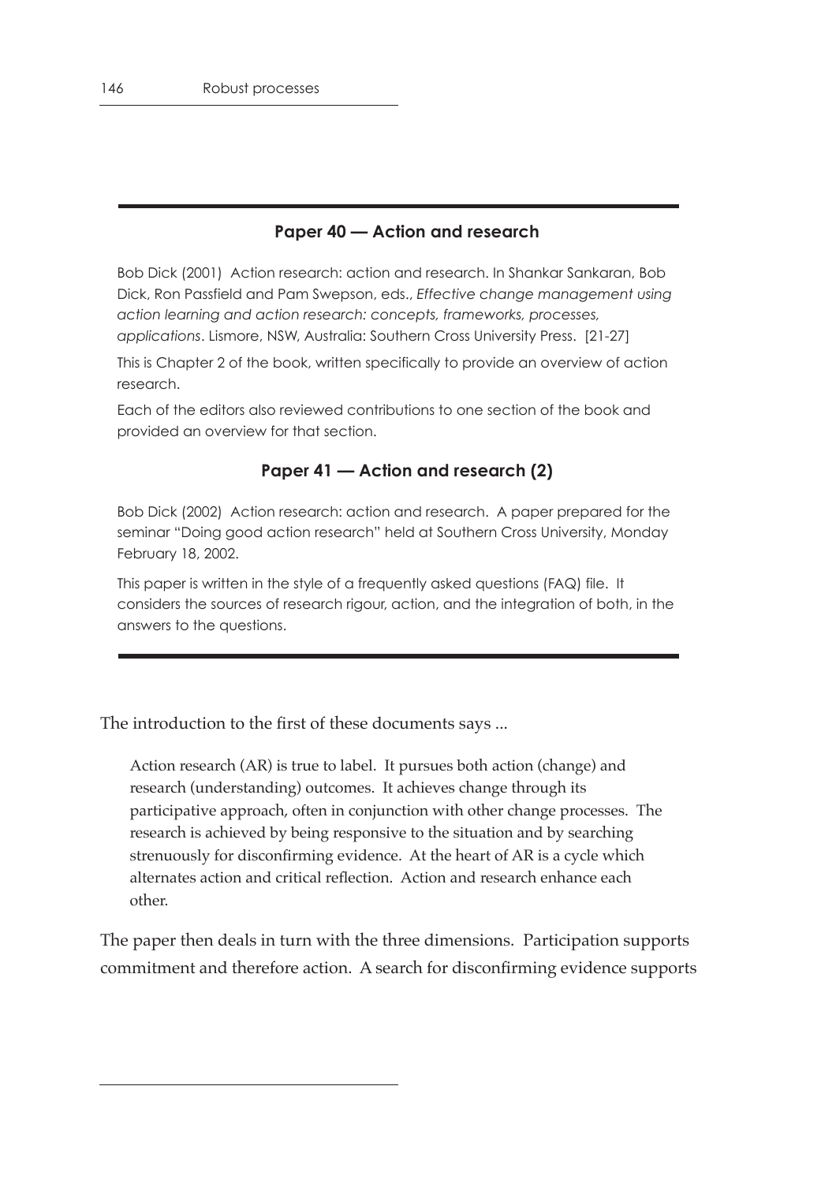### Paper 40 — Action and research

Bob Dick (2001) Action research: action and research. In Shankar Sankaran, Bob Dick, Ron Passfield and Pam Swepson, eds., *Effective change management using action learning and action research: concepts, frameworks, processes, applications*. Lismore, NSW, Australia: Southern Cross University Press. [21-27]

This is Chapter 2 of the book, written specifically to provide an overview of action research.

Each of the editors also reviewed contributions to one section of the book and provided an overview for that section.

### Paper 41 — Action and research (2)

Bob Dick (2002) Action research: action and research. A paper prepared for the seminar "Doing good action research" held at Southern Cross University, Monday February 18, 2002.

This paper is written in the style of a frequently asked questions (FAQ) file. It considers the sources of research rigour, action, and the integration of both, in the answers to the questions.

---

The introduction to the first of these documents says ...

> Action research (AR) is true to label. It pursues both action (change) and research (understanding) outcomes. It achieves change through its participative approach, often in conjunction with other change processes. The research is achieved by being responsive to the situation and by searching strenuously for disconfirming evidence. At the heart of AR is a cycle which alternates action and critical reflection. Action and research enhance each other.

The paper then deals in turn with the three dimensions. Participation supports commitment and therefore action. A search for disconfirming evidence supports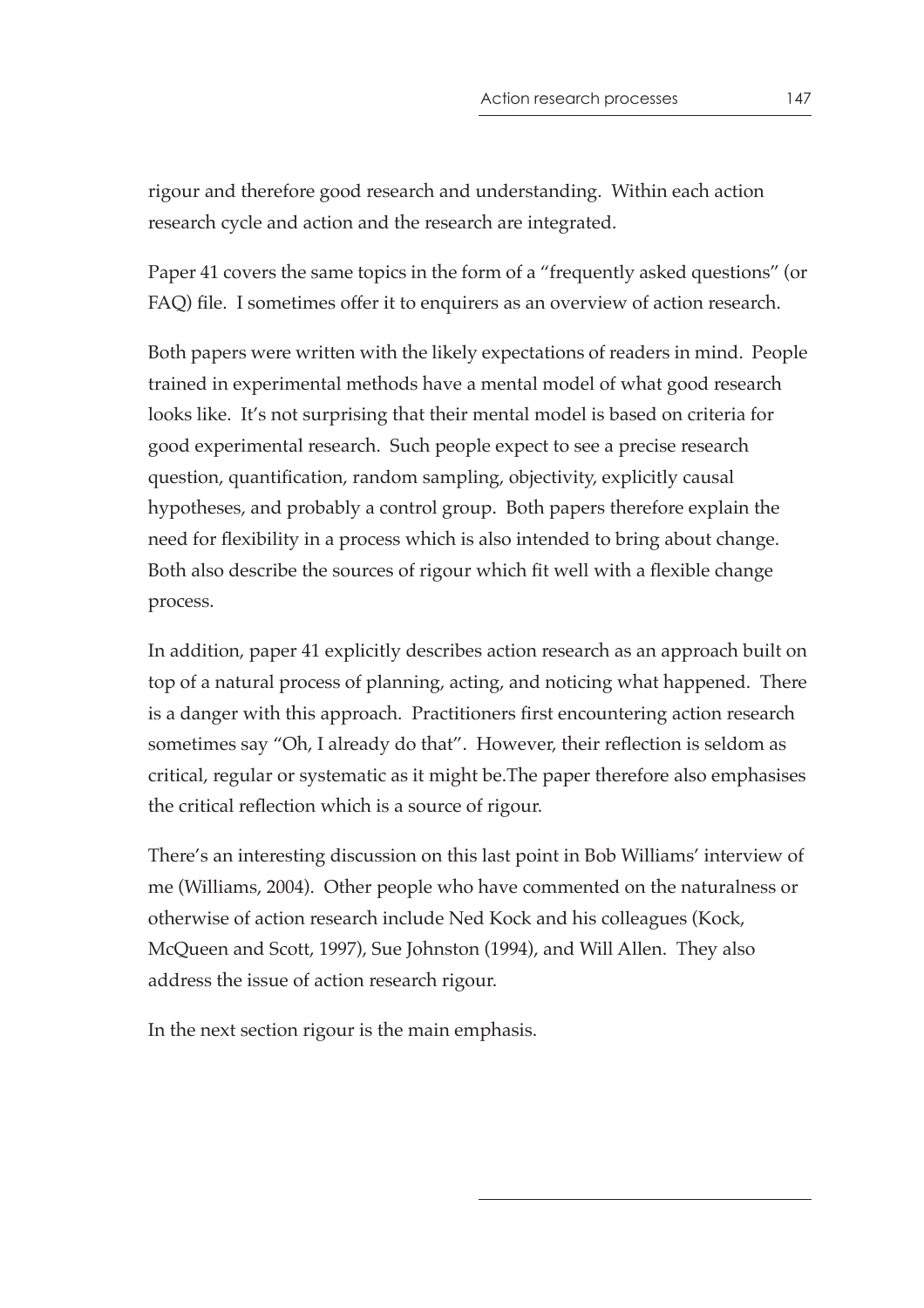rigour and therefore good research and understanding. Within each action research cycle and action and the research are integrated.

Paper 41 covers the same topics in the form of a "frequently asked questions" (or FAQ) file. I sometimes offer it to enquirers as an overview of action research.

Both papers were written with the likely expectations of readers in mind. People trained in experimental methods have a mental model of what good research looks like. It's not surprising that their mental model is based on criteria for good experimental research. Such people expect to see a precise research question, quantification, random sampling, objectivity, explicitly causal hypotheses, and probably a control group. Both papers therefore explain the need for flexibility in a process which is also intended to bring about change. Both also describe the sources of rigour which fit well with a flexible change process.

In addition, paper 41 explicitly describes action research as an approach built on top of a natural process of planning, acting, and noticing what happened. There is a danger with this approach. Practitioners first encountering action research sometimes say "Oh, I already do that". However, their reflection is seldom as critical, regular or systematic as it might be.The paper therefore also emphasises the critical reflection which is a source of rigour.

There's an interesting discussion on this last point in Bob Williams' interview of me (Williams, 2004). Other people who have commented on the naturalness or otherwise of action research include Ned Kock and his colleagues (Kock, McQueen and Scott, 1997), Sue Johnston (1994), and Will Allen. They also address the issue of action research rigour.

In the next section rigour is the main emphasis.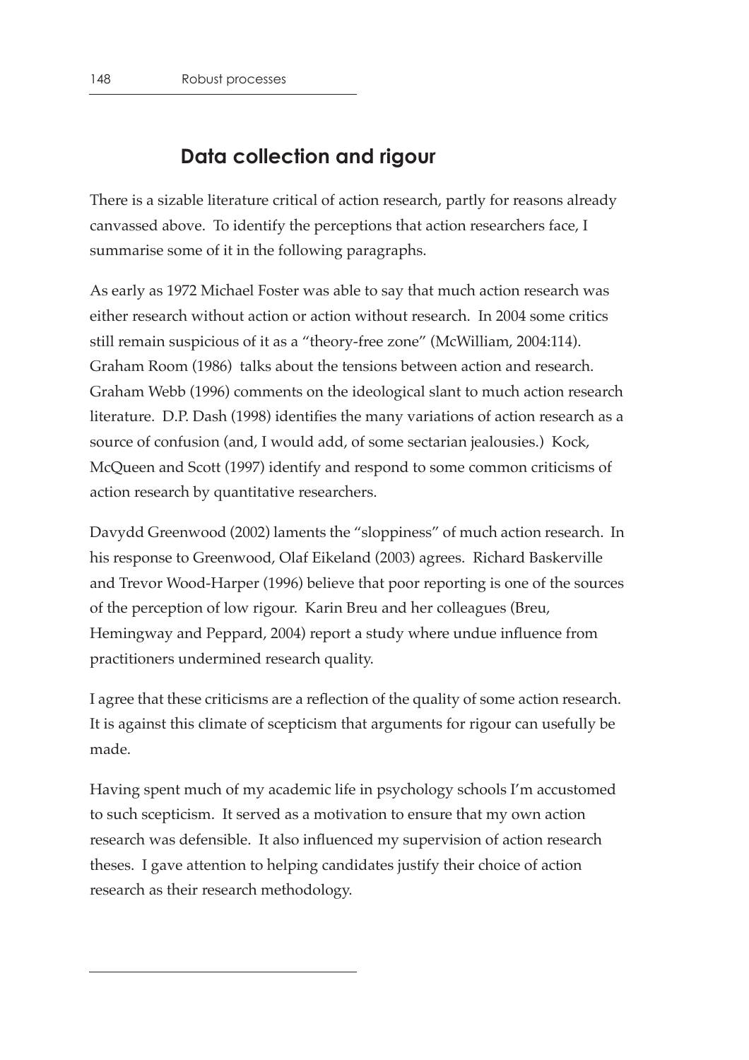## Data collection and rigour

There is a sizable literature critical of action research, partly for reasons already canvassed above. To identify the perceptions that action researchers face, I summarise some of it in the following paragraphs.

As early as 1972 Michael Foster was able to say that much action research was either research without action or action without research. In 2004 some critics still remain suspicious of it as a "theory-free zone" (McWilliam, 2004:114). Graham Room (1986) talks about the tensions between action and research. Graham Webb (1996) comments on the ideological slant to much action research literature. D.P. Dash (1998) identifies the many variations of action research as a source of confusion (and, I would add, of some sectarian jealousies.) Kock, McQueen and Scott (1997) identify and respond to some common criticisms of action research by quantitative researchers.

Davydd Greenwood (2002) laments the "sloppiness" of much action research. In his response to Greenwood, Olaf Eikeland (2003) agrees. Richard Baskerville and Trevor Wood-Harper (1996) believe that poor reporting is one of the sources of the perception of low rigour. Karin Breu and her colleagues (Breu, Hemingway and Peppard, 2004) report a study where undue influence from practitioners undermined research quality.

I agree that these criticisms are a reflection of the quality of some action research. It is against this climate of scepticism that arguments for rigour can usefully be made.

Having spent much of my academic life in psychology schools I'm accustomed to such scepticism. It served as a motivation to ensure that my own action research was defensible. It also influenced my supervision of action research theses. I gave attention to helping candidates justify their choice of action research as their research methodology.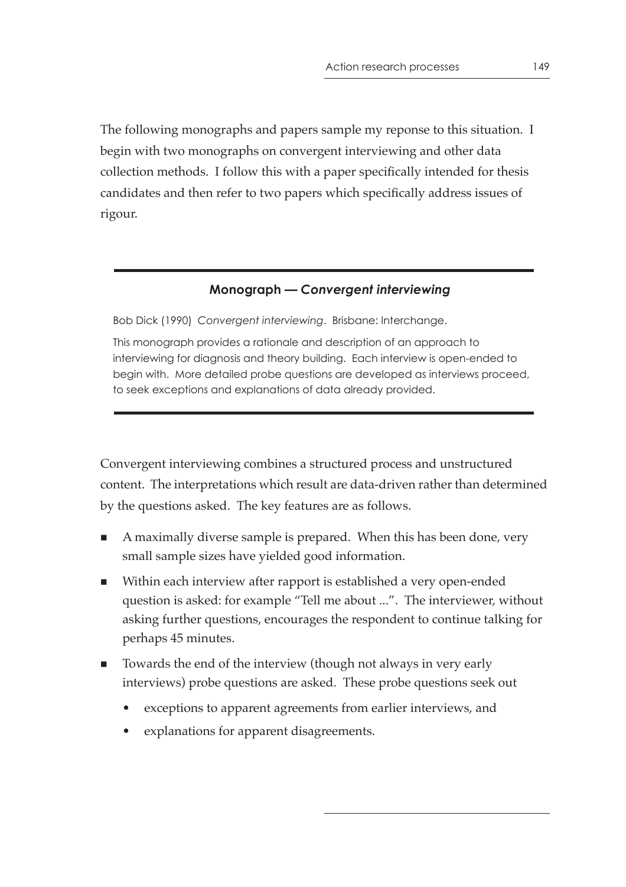The following monographs and papers sample my reponse to this situation. I begin with two monographs on convergent interviewing and other data collection methods. I follow this with a paper specifically intended for thesis candidates and then refer to two papers which specifically address issues of rigour.

---

### Monograph — *Convergent interviewing*

Bob Dick (1990) *Convergent interviewing*. Brisbane: Interchange.

This monograph provides a rationale and description of an approach to interviewing for diagnosis and theory building. Each interview is open-ended to begin with. More detailed probe questions are developed as interviews proceed, to seek exceptions and explanations of data already provided.

---

Convergent interviewing combines a structured process and unstructured content. The interpretations which result are data-driven rather than determined by the questions asked. The key features are as follows.

- A maximally diverse sample is prepared. When this has been done, very small sample sizes have yielded good information.
- Within each interview after rapport is established a very open-ended question is asked: for example "Tell me about ...". The interviewer, without asking further questions, encourages the respondent to continue talking for perhaps 45 minutes.
- Towards the end of the interview (though not always in very early interviews) probe questions are asked. These probe questions seek out
  - exceptions to apparent agreements from earlier interviews, and
  - explanations for apparent disagreements.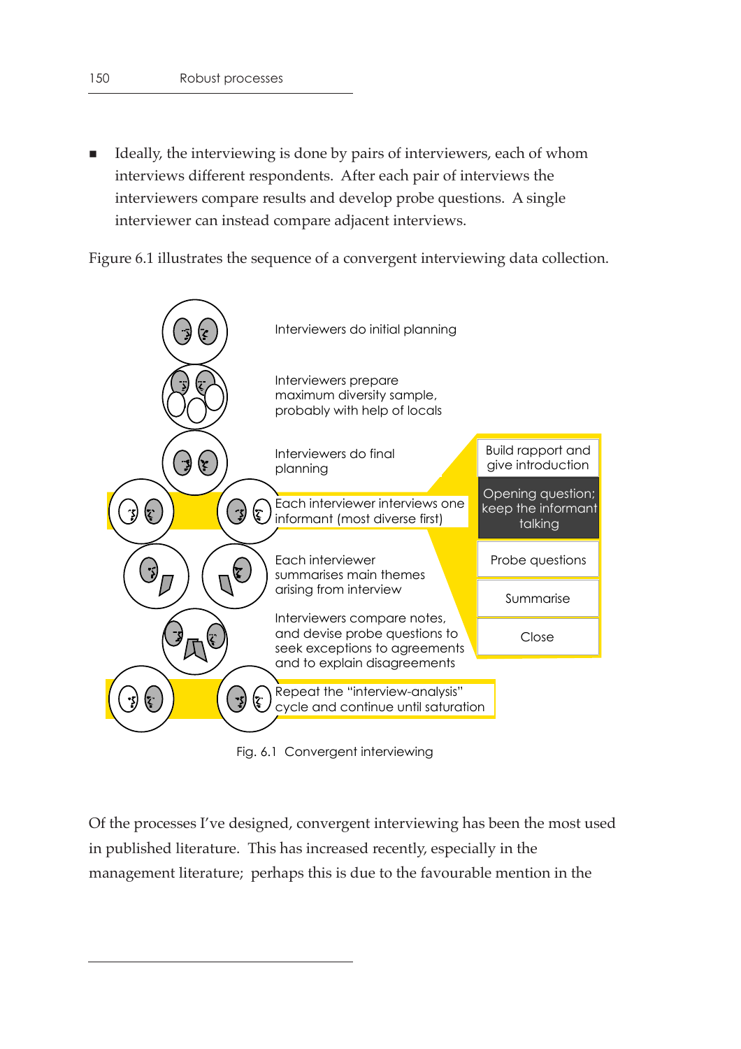- Ideally, the interviewing is done by pairs of interviewers, each of whom interviews different respondents. After each pair of interviews the interviewers compare results and develop probe questions. A single interviewer can instead compare adjacent interviews.

Figure 6.1 illustrates the sequence of a convergent interviewing data collection.

Interviewers do initial planning

Interviewers prepare maximum diversity sample, probably with help of locals

Interviewers do final planning

Each interviewer interviews one informant (most diverse first)

Each interviewer summarises main themes arising from interview

Interviewers compare notes, and devise probe questions to seek exceptions to agreements and to explain disagreements

Repeat the "interview-analysis" cycle and continue until saturation

Build rapport and give introduction

Opening question; keep the informant talking

Probe questions

Summarise

Close

Fig. 6.1 Convergent interviewing

Of the processes I've designed, convergent interviewing has been the most used in published literature. This has increased recently, especially in the management literature; perhaps this is due to the favourable mention in the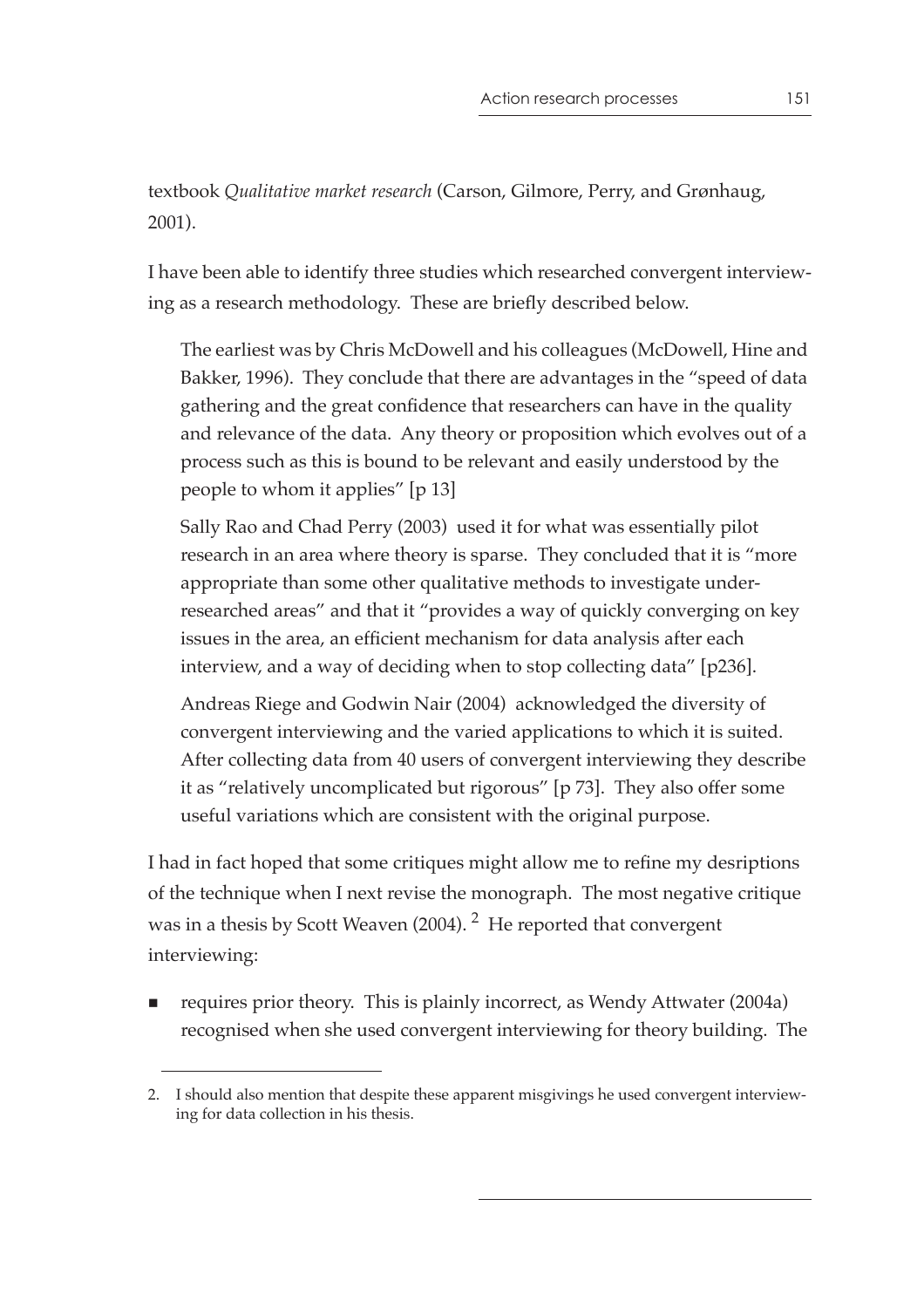textbook *Qualitative market research* (Carson, Gilmore, Perry, and Grønhaug, 2001).

I have been able to identify three studies which researched convergent interviewing as a research methodology. These are briefly described below.

> The earliest was by Chris McDowell and his colleagues (McDowell, Hine and Bakker, 1996). They conclude that there are advantages in the "speed of data gathering and the great confidence that researchers can have in the quality and relevance of the data. Any theory or proposition which evolves out of a process such as this is bound to be relevant and easily understood by the people to whom it applies" [p 13]
>
> Sally Rao and Chad Perry (2003) used it for what was essentially pilot research in an area where theory is sparse. They concluded that it is "more appropriate than some other qualitative methods to investigate under-researched areas" and that it "provides a way of quickly converging on key issues in the area, an efficient mechanism for data analysis after each interview, and a way of deciding when to stop collecting data" [p236].
>
> Andreas Riege and Godwin Nair (2004) acknowledged the diversity of convergent interviewing and the varied applications to which it is suited. After collecting data from 40 users of convergent interviewing they describe it as "relatively uncomplicated but rigorous" [p 73]. They also offer some useful variations which are consistent with the original purpose.

I had in fact hoped that some critiques might allow me to refine my desriptions of the technique when I next revise the monograph. The most negative critique was in a thesis by Scott Weaven (2004). [2] He reported that convergent interviewing:

- requires prior theory. This is plainly incorrect, as Wendy Attwater (2004a) recognised when she used convergent interviewing for theory building. The

2. I should also mention that despite these apparent misgivings he used convergent interviewing for data collection in his thesis.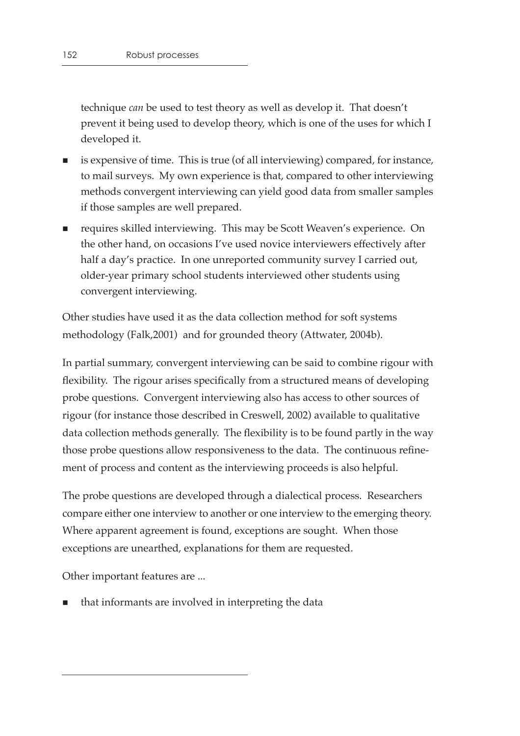technique *can* be used to test theory as well as develop it. That doesn't prevent it being used to develop theory, which is one of the uses for which I developed it.

- is expensive of time. This is true (of all interviewing) compared, for instance, to mail surveys. My own experience is that, compared to other interviewing methods convergent interviewing can yield good data from smaller samples if those samples are well prepared.
- requires skilled interviewing. This may be Scott Weaven's experience. On the other hand, on occasions I've used novice interviewers effectively after half a day's practice. In one unreported community survey I carried out, older-year primary school students interviewed other students using convergent interviewing.

Other studies have used it as the data collection method for soft systems methodology (Falk,2001) and for grounded theory (Attwater, 2004b).

In partial summary, convergent interviewing can be said to combine rigour with flexibility. The rigour arises specifically from a structured means of developing probe questions. Convergent interviewing also has access to other sources of rigour (for instance those described in Creswell, 2002) available to qualitative data collection methods generally. The flexibility is to be found partly in the way those probe questions allow responsiveness to the data. The continuous refinement of process and content as the interviewing proceeds is also helpful.

The probe questions are developed through a dialectical process. Researchers compare either one interview to another or one interview to the emerging theory. Where apparent agreement is found, exceptions are sought. When those exceptions are unearthed, explanations for them are requested.

Other important features are ...

- that informants are involved in interpreting the data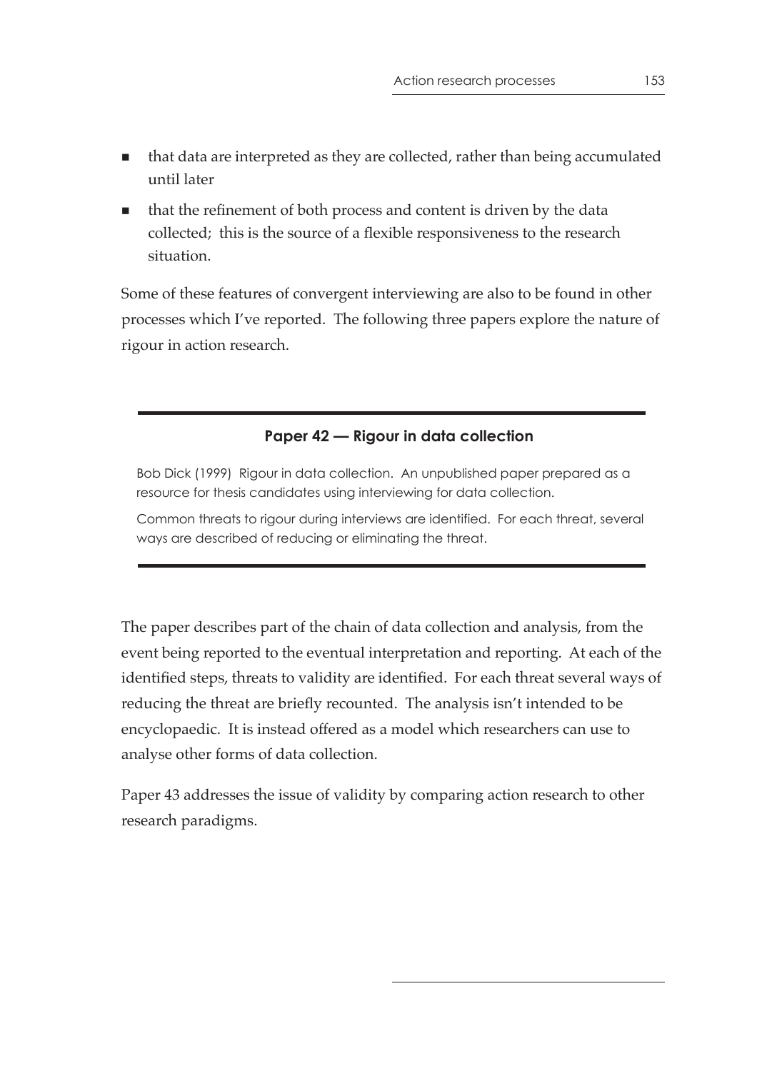- that data are interpreted as they are collected, rather than being accumulated until later
- that the refinement of both process and content is driven by the data collected; this is the source of a flexible responsiveness to the research situation.

Some of these features of convergent interviewing are also to be found in other processes which I've reported. The following three papers explore the nature of rigour in action research.

---

### Paper 42 — Rigour in data collection

Bob Dick (1999) Rigour in data collection. An unpublished paper prepared as a resource for thesis candidates using interviewing for data collection.

Common threats to rigour during interviews are identified. For each threat, several ways are described of reducing or eliminating the threat.

---

The paper describes part of the chain of data collection and analysis, from the event being reported to the eventual interpretation and reporting. At each of the identified steps, threats to validity are identified. For each threat several ways of reducing the threat are briefly recounted. The analysis isn't intended to be encyclopaedic. It is instead offered as a model which researchers can use to analyse other forms of data collection.

Paper 43 addresses the issue of validity by comparing action research to other research paradigms.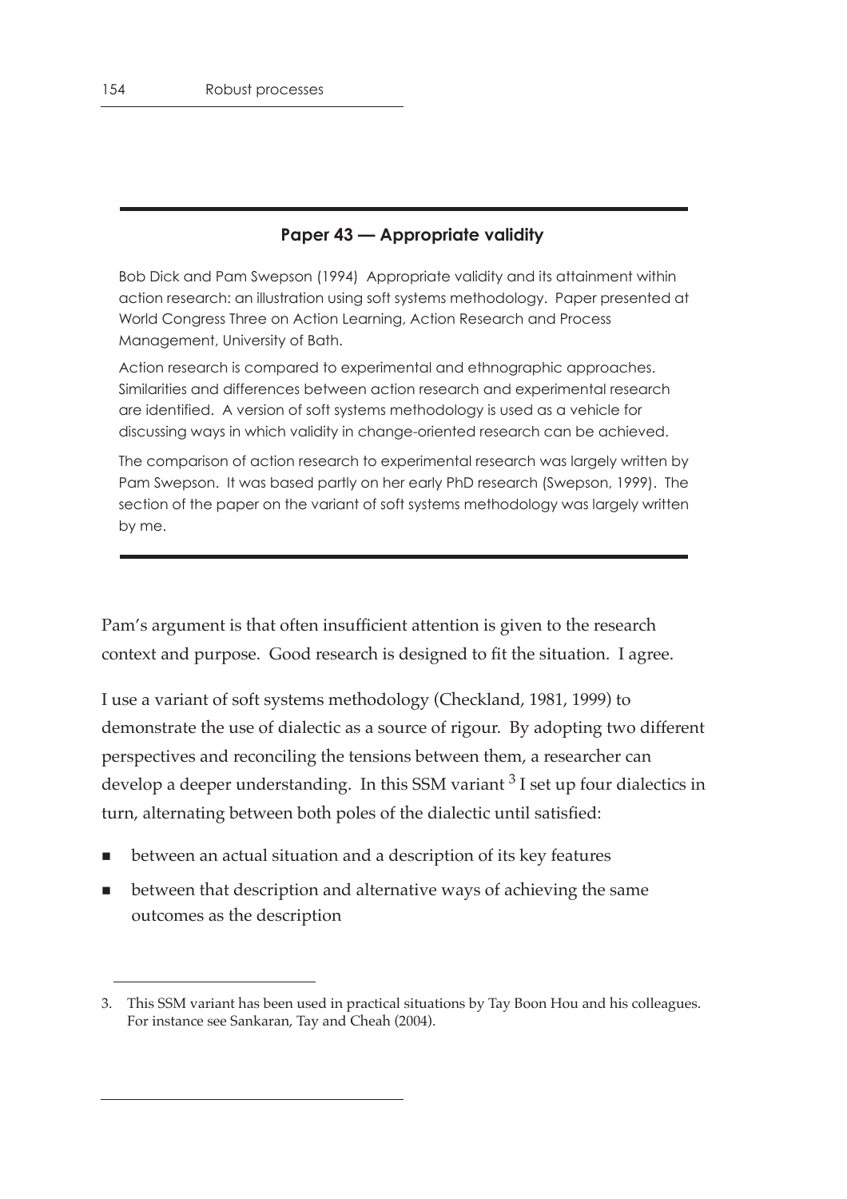## Paper 43 — Appropriate validity

Bob Dick and Pam Swepson (1994) Appropriate validity and its attainment within action research: an illustration using soft systems methodology. Paper presented at World Congress Three on Action Learning, Action Research and Process Management, University of Bath.

Action research is compared to experimental and ethnographic approaches. Similarities and differences between action research and experimental research are identified. A version of soft systems methodology is used as a vehicle for discussing ways in which validity in change-oriented research can be achieved.

The comparison of action research to experimental research was largely written by Pam Swepson. It was based partly on her early PhD research (Swepson, 1999). The section of the paper on the variant of soft systems methodology was largely written by me.

---

Pam's argument is that often insufficient attention is given to the research context and purpose. Good research is designed to fit the situation. I agree.

I use a variant of soft systems methodology (Checkland, 1981, 1999) to demonstrate the use of dialectic as a source of rigour. By adopting two different perspectives and reconciling the tensions between them, a researcher can develop a deeper understanding. In this SSM variant [3] I set up four dialectics in turn, alternating between both poles of the dialectic until satisfied:

- between an actual situation and a description of its key features
- between that description and alternative ways of achieving the same outcomes as the description

3. This SSM variant has been used in practical situations by Tay Boon Hou and his colleagues. For instance see Sankaran, Tay and Cheah (2004).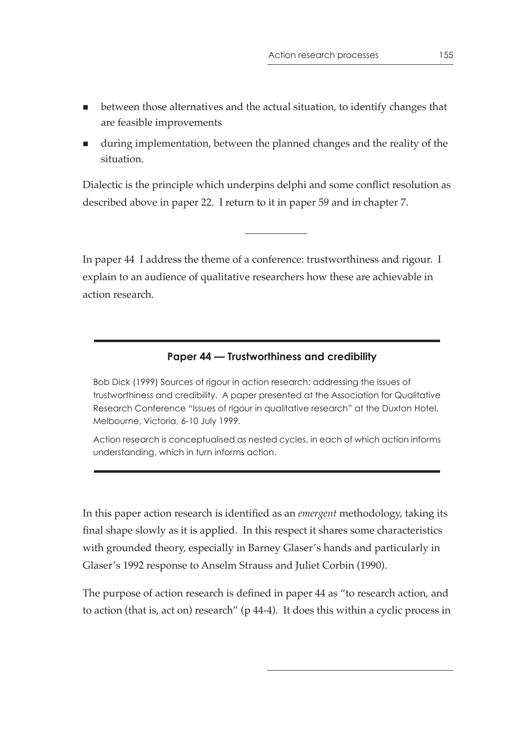- between those alternatives and the actual situation, to identify changes that are feasible improvements
- during implementation, between the planned changes and the reality of the situation.

Dialectic is the principle which underpins delphi and some conflict resolution as described above in paper 22. I return to it in paper 59 and in chapter 7.

---

In paper 44 I address the theme of a conference: trustworthiness and rigour. I explain to an audience of qualitative researchers how these are achievable in action research.

---

### Paper 44 — Trustworthiness and credibility

Bob Dick (1999) Sources of rigour in action research: addressing the issues of trustworthiness and credibility. A paper presented at the Association for Qualitative Research Conference "Issues of rigour in qualitative research" at the Duxton Hotel, Melbourne, Victoria, 6-10 July 1999.

Action research is conceptualised as nested cycles, in each of which action informs understanding, which in turn informs action.

---

In this paper action research is identified as an *emergent* methodology, taking its final shape slowly as it is applied. In this respect it shares some characteristics with grounded theory, especially in Barney Glaser's hands and particularly in Glaser's 1992 response to Anselm Strauss and Juliet Corbin (1990).

The purpose of action research is defined in paper 44 as "to research action, and to action (that is, act on) research" (p 44-4). It does this within a cyclic process in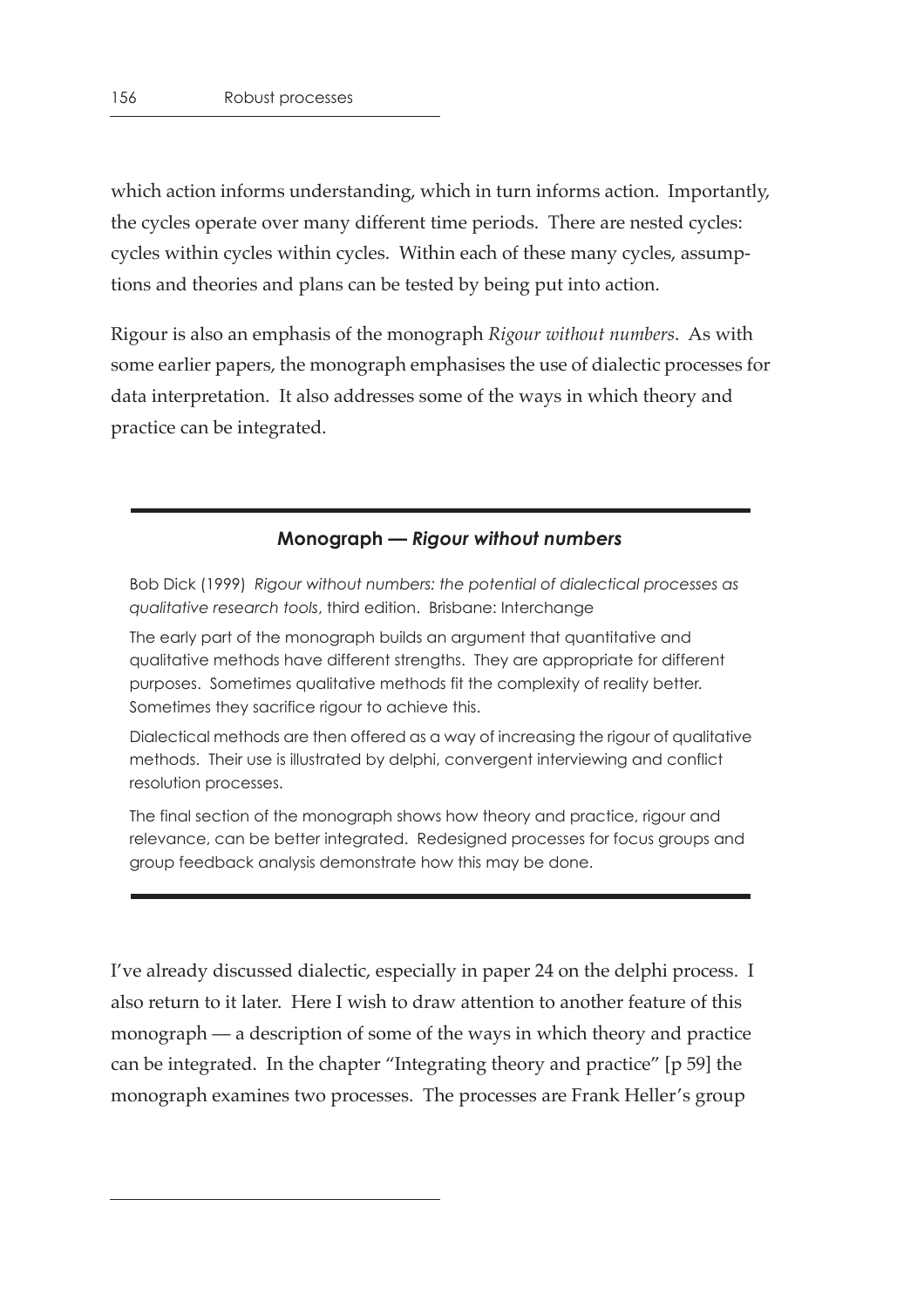which action informs understanding, which in turn informs action. Importantly, the cycles operate over many different time periods. There are nested cycles: cycles within cycles within cycles. Within each of these many cycles, assumptions and theories and plans can be tested by being put into action.

Rigour is also an emphasis of the monograph *Rigour without numbers*. As with some earlier papers, the monograph emphasises the use of dialectic processes for data interpretation. It also addresses some of the ways in which theory and practice can be integrated.

---

**Monograph — *Rigour without numbers***

Bob Dick (1999) *Rigour without numbers: the potential of dialectical processes as qualitative research tools*, third edition. Brisbane: Interchange

The early part of the monograph builds an argument that quantitative and qualitative methods have different strengths. They are appropriate for different purposes. Sometimes qualitative methods fit the complexity of reality better. Sometimes they sacrifice rigour to achieve this.

Dialectical methods are then offered as a way of increasing the rigour of qualitative methods. Their use is illustrated by delphi, convergent interviewing and conflict resolution processes.

The final section of the monograph shows how theory and practice, rigour and relevance, can be better integrated. Redesigned processes for focus groups and group feedback analysis demonstrate how this may be done.

---

I've already discussed dialectic, especially in paper 24 on the delphi process. I also return to it later. Here I wish to draw attention to another feature of this monograph — a description of some of the ways in which theory and practice can be integrated. In the chapter "Integrating theory and practice" [p 59] the monograph examines two processes. The processes are Frank Heller's group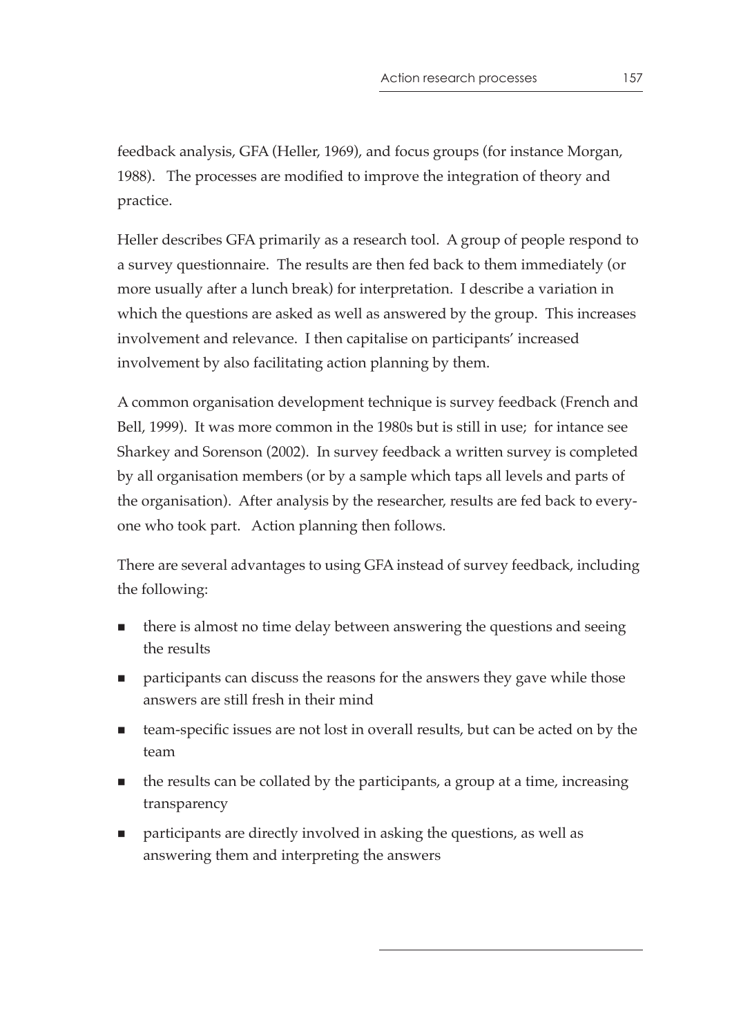feedback analysis, GFA (Heller, 1969), and focus groups (for instance Morgan, 1988). The processes are modified to improve the integration of theory and practice.

Heller describes GFA primarily as a research tool. A group of people respond to a survey questionnaire. The results are then fed back to them immediately (or more usually after a lunch break) for interpretation. I describe a variation in which the questions are asked as well as answered by the group. This increases involvement and relevance. I then capitalise on participants' increased involvement by also facilitating action planning by them.

A common organisation development technique is survey feedback (French and Bell, 1999). It was more common in the 1980s but is still in use; for intance see Sharkey and Sorenson (2002). In survey feedback a written survey is completed by all organisation members (or by a sample which taps all levels and parts of the organisation). After analysis by the researcher, results are fed back to everyone who took part. Action planning then follows.

There are several advantages to using GFA instead of survey feedback, including the following:

- there is almost no time delay between answering the questions and seeing the results
- participants can discuss the reasons for the answers they gave while those answers are still fresh in their mind
- team-specific issues are not lost in overall results, but can be acted on by the team
- the results can be collated by the participants, a group at a time, increasing transparency
- participants are directly involved in asking the questions, as well as answering them and interpreting the answers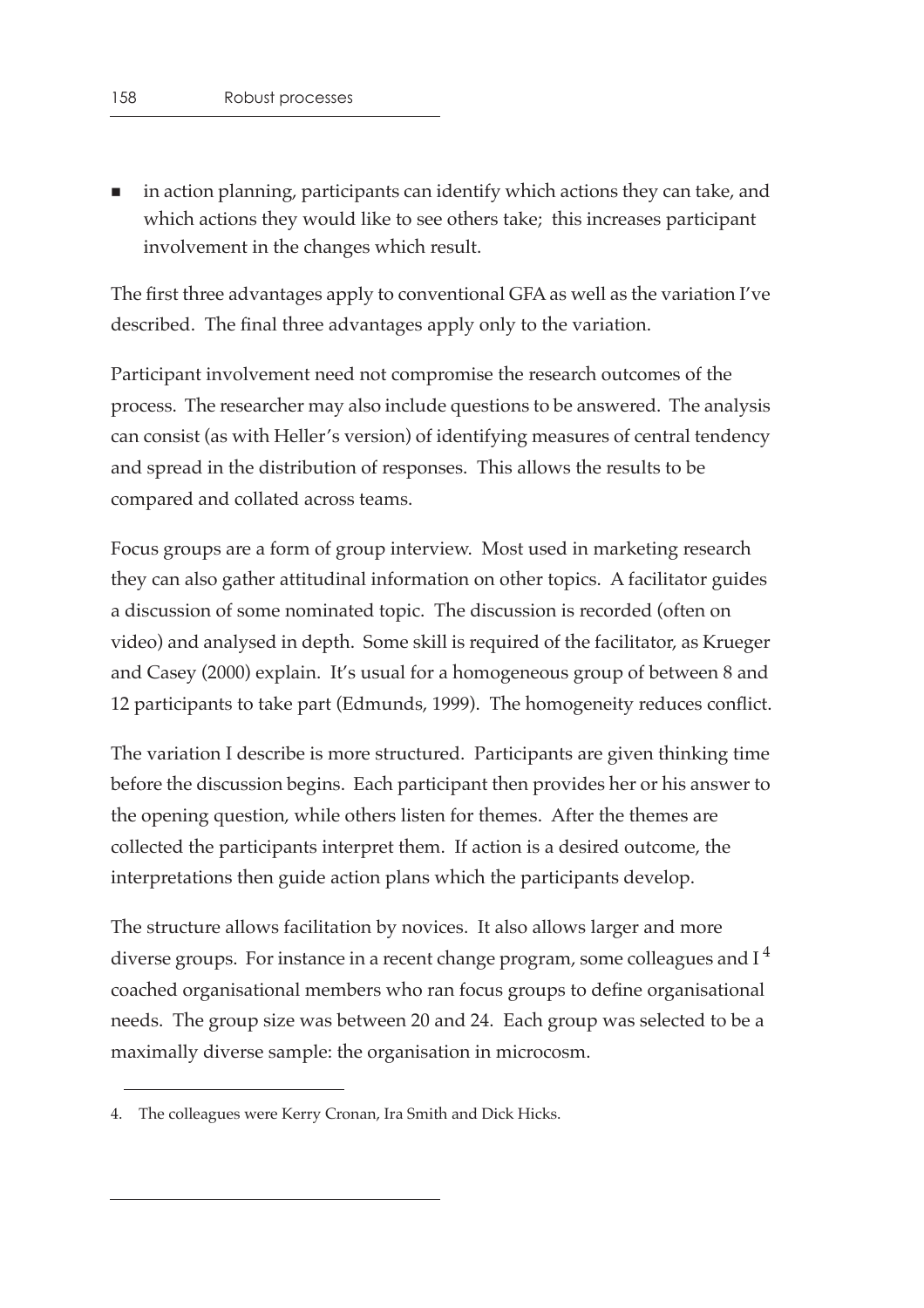- in action planning, participants can identify which actions they can take, and which actions they would like to see others take; this increases participant involvement in the changes which result.

The first three advantages apply to conventional GFA as well as the variation I've described. The final three advantages apply only to the variation.

Participant involvement need not compromise the research outcomes of the process. The researcher may also include questions to be answered. The analysis can consist (as with Heller's version) of identifying measures of central tendency and spread in the distribution of responses. This allows the results to be compared and collated across teams.

Focus groups are a form of group interview. Most used in marketing research they can also gather attitudinal information on other topics. A facilitator guides a discussion of some nominated topic. The discussion is recorded (often on video) and analysed in depth. Some skill is required of the facilitator, as Krueger and Casey (2000) explain. It's usual for a homogeneous group of between 8 and 12 participants to take part (Edmunds, 1999). The homogeneity reduces conflict.

The variation I describe is more structured. Participants are given thinking time before the discussion begins. Each participant then provides her or his answer to the opening question, while others listen for themes. After the themes are collected the participants interpret them. If action is a desired outcome, the interpretations then guide action plans which the participants develop.

The structure allows facilitation by novices. It also allows larger and more diverse groups. For instance in a recent change program, some colleagues and I [4] coached organisational members who ran focus groups to define organisational needs. The group size was between 20 and 24. Each group was selected to be a maximally diverse sample: the organisation in microcosm.

---

4. The colleagues were Kerry Cronan, Ira Smith and Dick Hicks.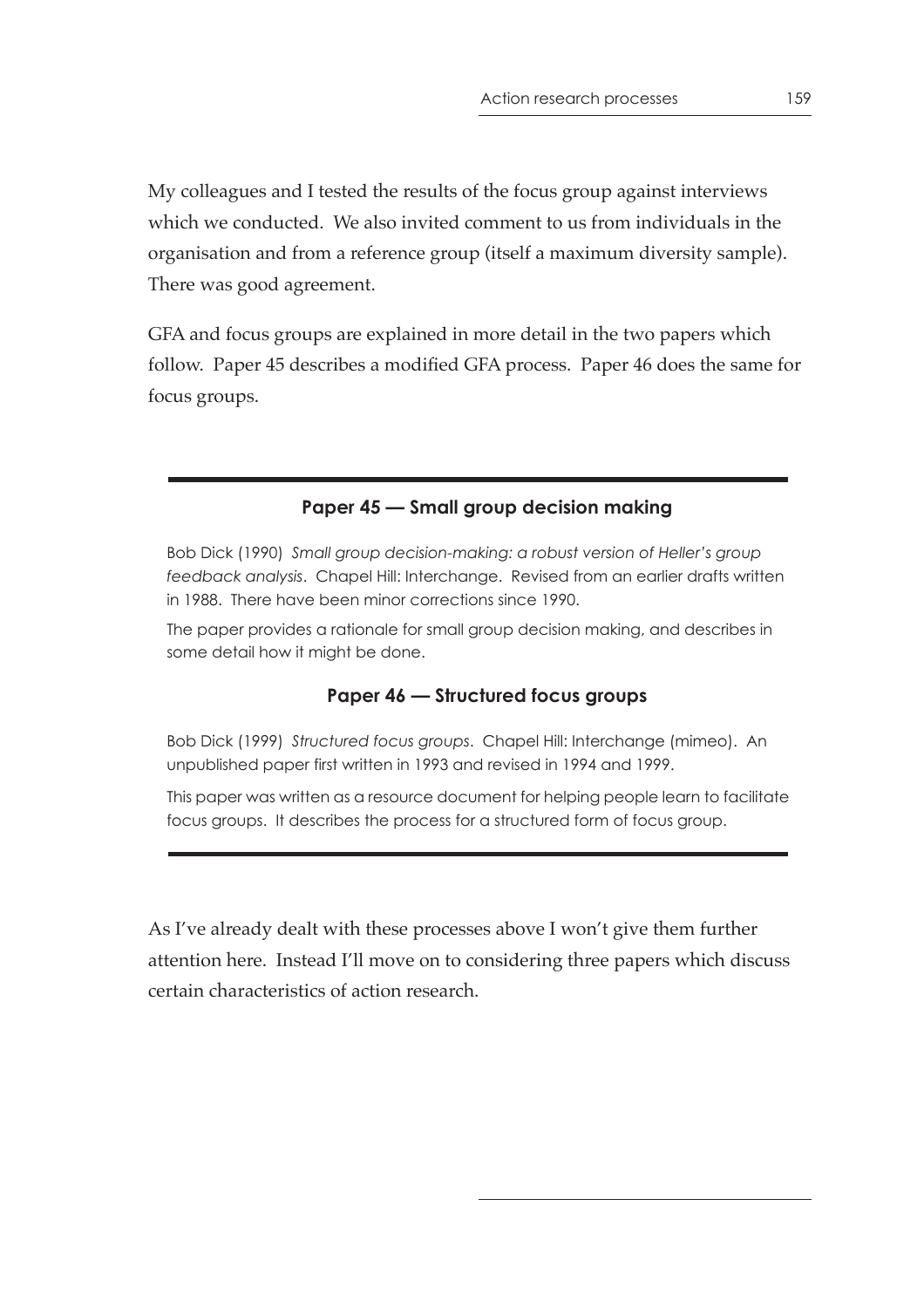My colleagues and I tested the results of the focus group against interviews which we conducted. We also invited comment to us from individuals in the organisation and from a reference group (itself a maximum diversity sample). There was good agreement.

GFA and focus groups are explained in more detail in the two papers which follow. Paper 45 describes a modified GFA process. Paper 46 does the same for focus groups.

---

### Paper 45 — Small group decision making

Bob Dick (1990) *Small group decision-making: a robust version of Heller's group feedback analysis*. Chapel Hill: Interchange. Revised from an earlier drafts written in 1988. There have been minor corrections since 1990.

The paper provides a rationale for small group decision making, and describes in some detail how it might be done.

### Paper 46 — Structured focus groups

Bob Dick (1999) *Structured focus groups*. Chapel Hill: Interchange (mimeo). An unpublished paper first written in 1993 and revised in 1994 and 1999.

This paper was written as a resource document for helping people learn to facilitate focus groups. It describes the process for a structured form of focus group.

---

As I've already dealt with these processes above I won't give them further attention here. Instead I'll move on to considering three papers which discuss certain characteristics of action research.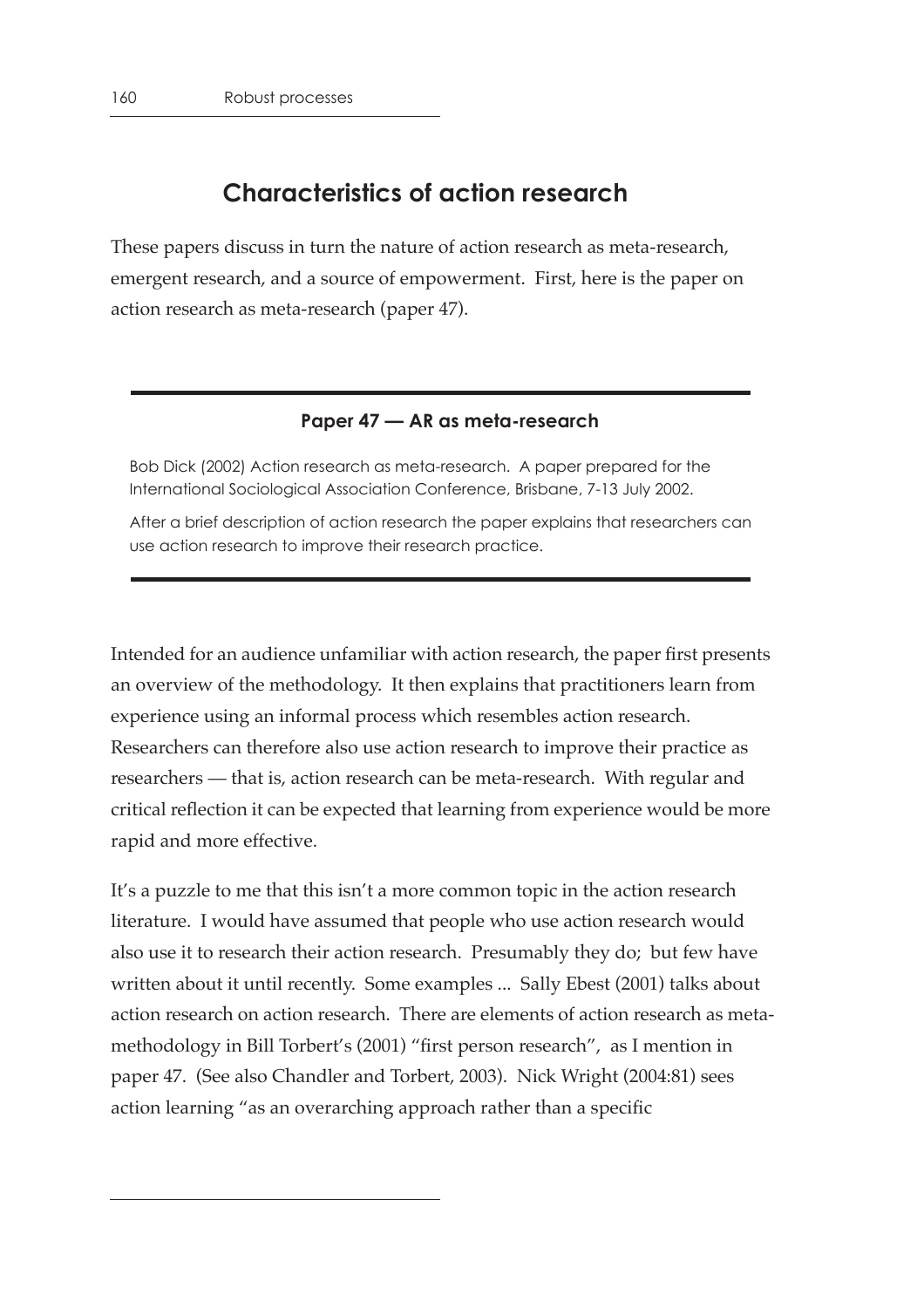## Characteristics of action research

These papers discuss in turn the nature of action research as meta-research, emergent research, and a source of empowerment. First, here is the paper on action research as meta-research (paper 47).

---

**Paper 47 — AR as meta-research**

Bob Dick (2002) Action research as meta-research. A paper prepared for the International Sociological Association Conference, Brisbane, 7-13 July 2002.

After a brief description of action research the paper explains that researchers can use action research to improve their research practice.

---

Intended for an audience unfamiliar with action research, the paper first presents an overview of the methodology. It then explains that practitioners learn from experience using an informal process which resembles action research. Researchers can therefore also use action research to improve their practice as researchers — that is, action research can be meta-research. With regular and critical reflection it can be expected that learning from experience would be more rapid and more effective.

It's a puzzle to me that this isn't a more common topic in the action research literature. I would have assumed that people who use action research would also use it to research their action research. Presumably they do; but few have written about it until recently. Some examples ... Sally Ebest (2001) talks about action research on action research. There are elements of action research as meta-methodology in Bill Torbert's (2001) "first person research", as I mention in paper 47. (See also Chandler and Torbert, 2003). Nick Wright (2004:81) sees action learning "as an overarching approach rather than a specific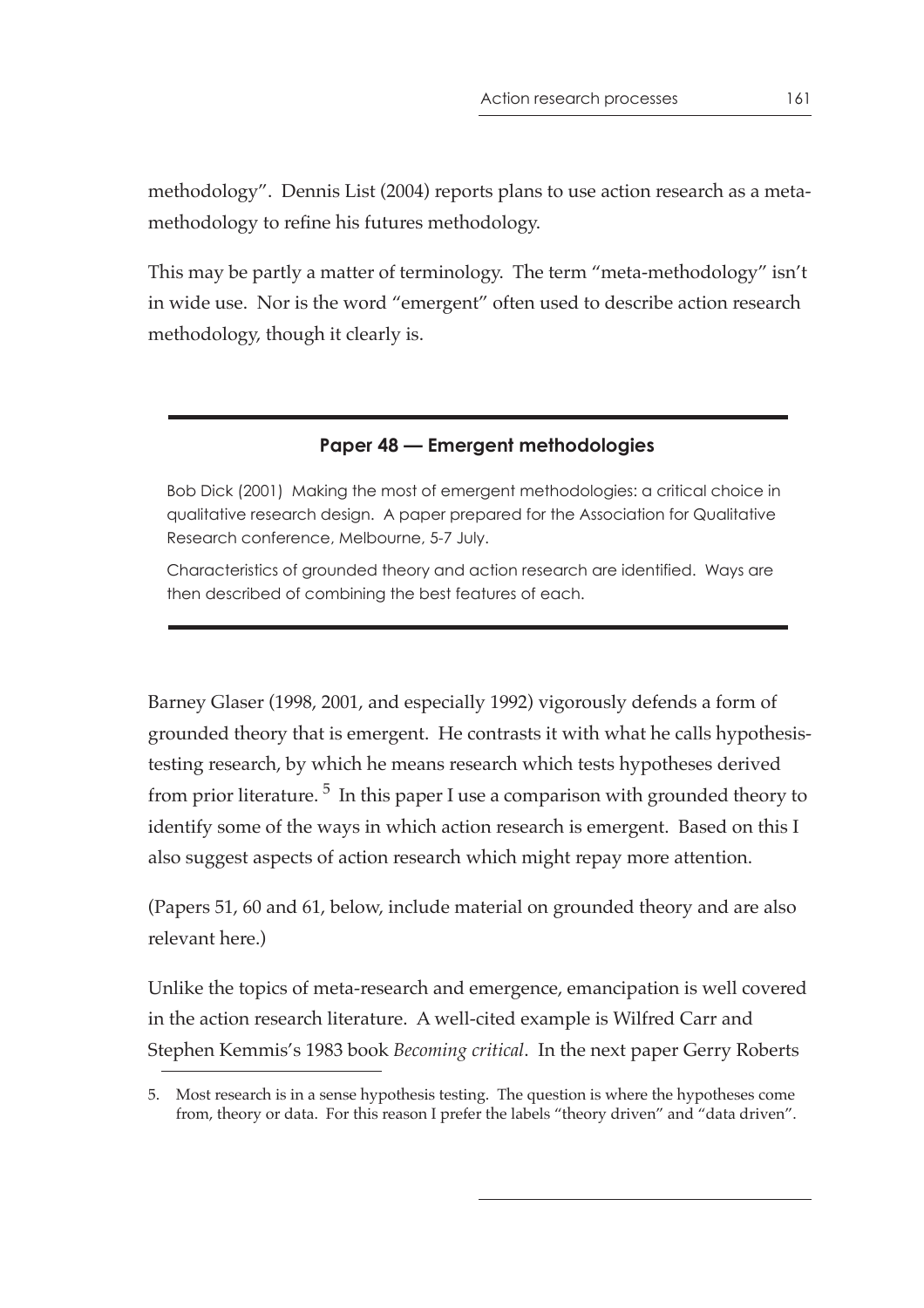methodology". Dennis List (2004) reports plans to use action research as a meta-methodology to refine his futures methodology.

This may be partly a matter of terminology. The term "meta-methodology" isn't in wide use. Nor is the word "emergent" often used to describe action research methodology, though it clearly is.

---

**Paper 48 — Emergent methodologies**

Bob Dick (2001) Making the most of emergent methodologies: a critical choice in qualitative research design. A paper prepared for the Association for Qualitative Research conference, Melbourne, 5-7 July.

Characteristics of grounded theory and action research are identified. Ways are then described of combining the best features of each.

---

Barney Glaser (1998, 2001, and especially 1992) vigorously defends a form of grounded theory that is emergent. He contrasts it with what he calls hypothesis-testing research, by which he means research which tests hypotheses derived from prior literature. [5] In this paper I use a comparison with grounded theory to identify some of the ways in which action research is emergent. Based on this I also suggest aspects of action research which might repay more attention.

(Papers 51, 60 and 61, below, include material on grounded theory and are also relevant here.)

Unlike the topics of meta-research and emergence, emancipation is well covered in the action research literature. A well-cited example is Wilfred Carr and Stephen Kemmis's 1983 book *Becoming critical*. In the next paper Gerry Roberts

5. Most research is in a sense hypothesis testing. The question is where the hypotheses come from, theory or data. For this reason I prefer the labels "theory driven" and "data driven".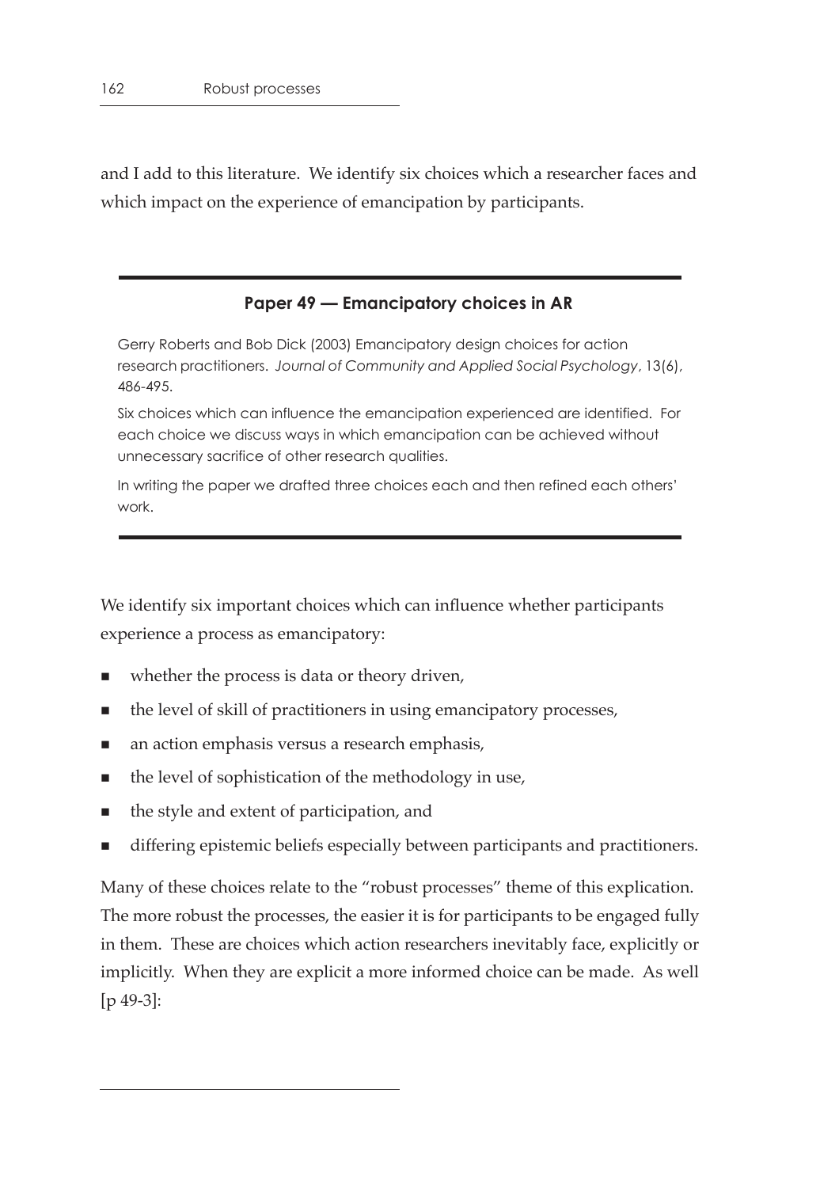and I add to this literature. We identify six choices which a researcher faces and which impact on the experience of emancipation by participants.

---

**Paper 49 — Emancipatory choices in AR**

Gerry Roberts and Bob Dick (2003) Emancipatory design choices for action research practitioners. *Journal of Community and Applied Social Psychology*, 13(6), 486-495.

Six choices which can influence the emancipation experienced are identified. For each choice we discuss ways in which emancipation can be achieved without unnecessary sacrifice of other research qualities.

In writing the paper we drafted three choices each and then refined each others' work.

---

We identify six important choices which can influence whether participants experience a process as emancipatory:

- whether the process is data or theory driven,
- the level of skill of practitioners in using emancipatory processes,
- an action emphasis versus a research emphasis,
- the level of sophistication of the methodology in use,
- the style and extent of participation, and
- differing epistemic beliefs especially between participants and practitioners.

Many of these choices relate to the "robust processes" theme of this explication. The more robust the processes, the easier it is for participants to be engaged fully in them. These are choices which action researchers inevitably face, explicitly or implicitly. When they are explicit a more informed choice can be made. As well [p 49-3]: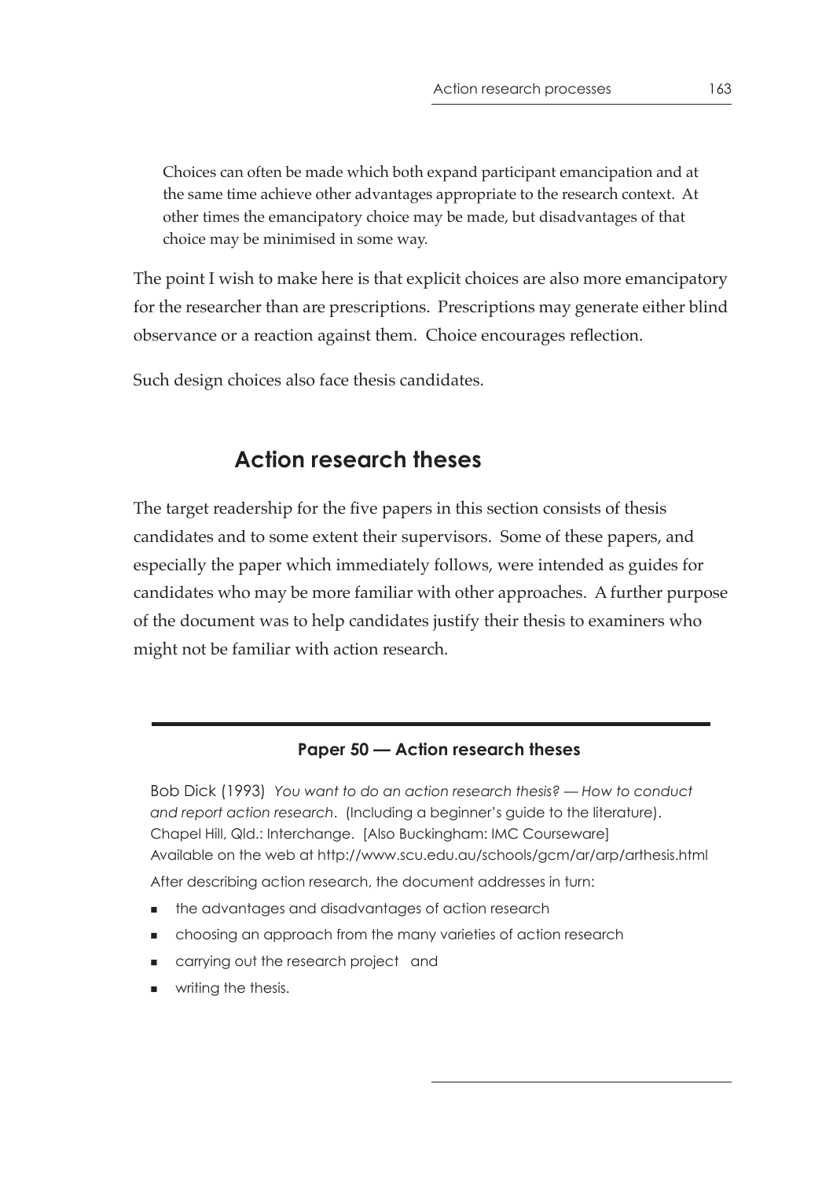> Choices can often be made which both expand participant emancipation and at the same time achieve other advantages appropriate to the research context. At other times the emancipatory choice may be made, but disadvantages of that choice may be minimised in some way.

The point I wish to make here is that explicit choices are also more emancipatory for the researcher than are prescriptions. Prescriptions may generate either blind observance or a reaction against them. Choice encourages reflection.

Such design choices also face thesis candidates.

## Action research theses

The target readership for the five papers in this section consists of thesis candidates and to some extent their supervisors. Some of these papers, and especially the paper which immediately follows, were intended as guides for candidates who may be more familiar with other approaches. A further purpose of the document was to help candidates justify their thesis to examiners who might not be familiar with action research.

---

### Paper 50 — Action research theses

Bob Dick (1993) *You want to do an action research thesis? — How to conduct and report action research*. (Including a beginner's guide to the literature). Chapel Hill, Qld.: Interchange. [Also Buckingham: IMC Courseware] Available on the web at http://www.scu.edu.au/schools/gcm/ar/arp/arthesis.html

After describing action research, the document addresses in turn:

- the advantages and disadvantages of action research
- choosing an approach from the many varieties of action research
- carrying out the research project and
- writing the thesis.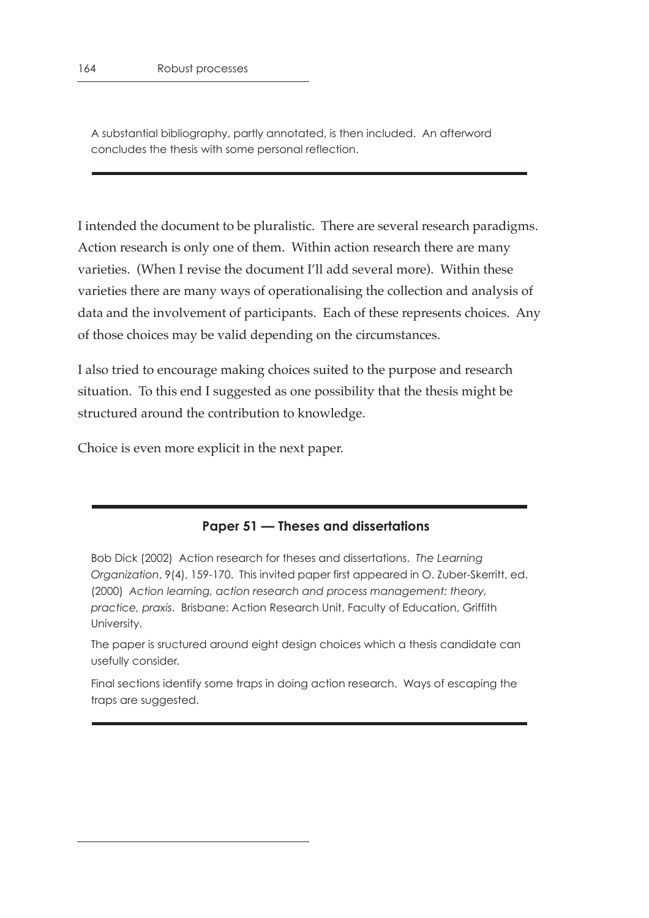A substantial bibliography, partly annotated, is then included. An afterword concludes the thesis with some personal reflection.

---

I intended the document to be pluralistic. There are several research paradigms. Action research is only one of them. Within action research there are many varieties. (When I revise the document I'll add several more). Within these varieties there are many ways of operationalising the collection and analysis of data and the involvement of participants. Each of these represents choices. Any of those choices may be valid depending on the circumstances.

I also tried to encourage making choices suited to the purpose and research situation. To this end I suggested as one possibility that the thesis might be structured around the contribution to knowledge.

Choice is even more explicit in the next paper.

---

### Paper 51 — Theses and dissertations

Bob Dick (2002) Action research for theses and dissertations. *The Learning Organization*, 9(4), 159-170. This invited paper first appeared in O. Zuber-Skerritt, ed. (2000) *Action learning, action research and process management: theory, practice, praxis*. Brisbane: Action Research Unit, Faculty of Education, Griffith University.

The paper is sructured around eight design choices which a thesis candidate can usefully consider.

Final sections identify some traps in doing action research. Ways of escaping the traps are suggested.

---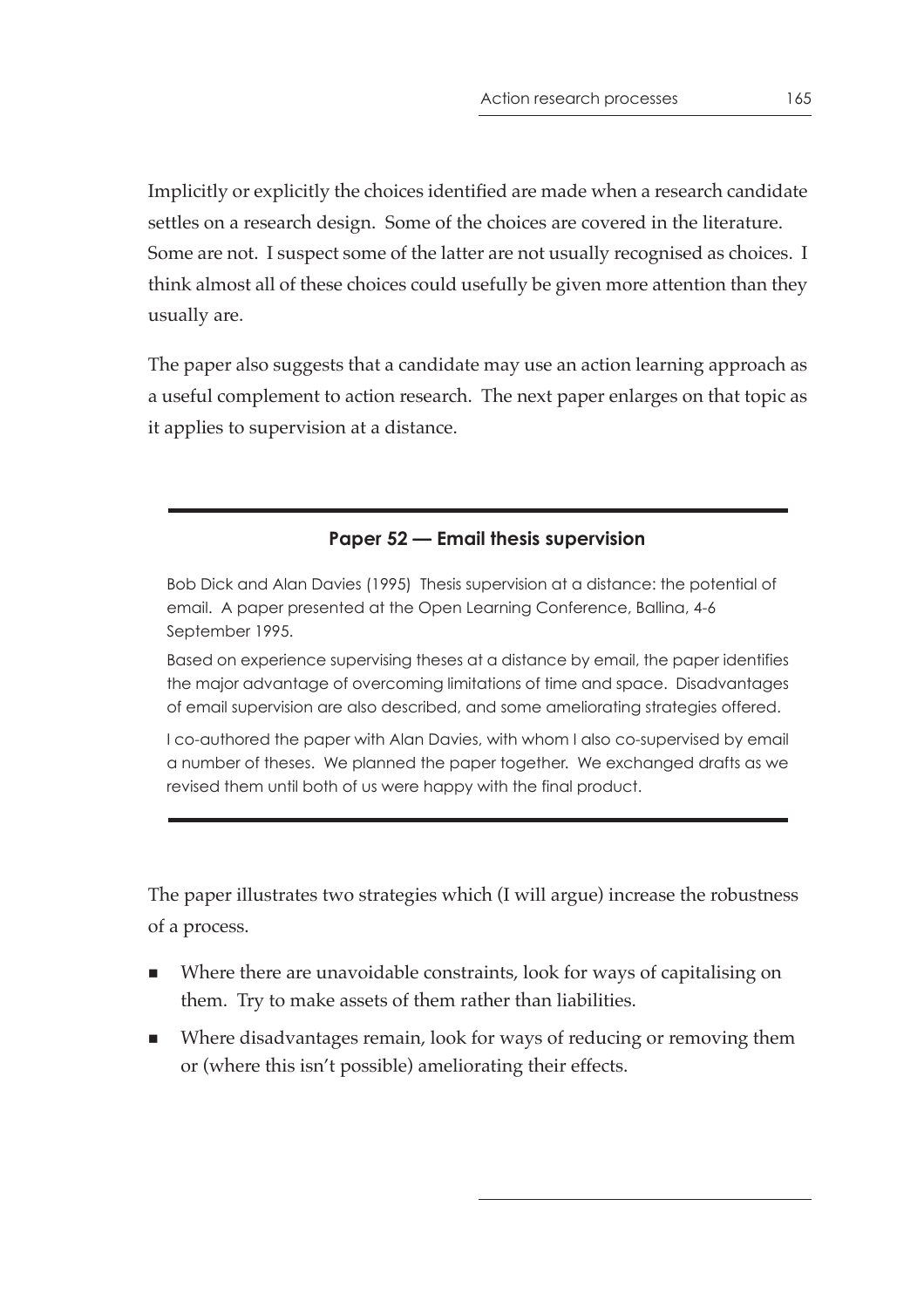Implicitly or explicitly the choices identified are made when a research candidate settles on a research design. Some of the choices are covered in the literature. Some are not. I suspect some of the latter are not usually recognised as choices. I think almost all of these choices could usefully be given more attention than they usually are.

The paper also suggests that a candidate may use an action learning approach as a useful complement to action research. The next paper enlarges on that topic as it applies to supervision at a distance.

---

### Paper 52 — Email thesis supervision

Bob Dick and Alan Davies (1995) Thesis supervision at a distance: the potential of email. A paper presented at the Open Learning Conference, Ballina, 4-6 September 1995.

Based on experience supervising theses at a distance by email, the paper identifies the major advantage of overcoming limitations of time and space. Disadvantages of email supervision are also described, and some ameliorating strategies offered.

I co-authored the paper with Alan Davies, with whom I also co-supervised by email a number of theses. We planned the paper together. We exchanged drafts as we revised them until both of us were happy with the final product.

---

The paper illustrates two strategies which (I will argue) increase the robustness of a process.

- Where there are unavoidable constraints, look for ways of capitalising on them. Try to make assets of them rather than liabilities.
- Where disadvantages remain, look for ways of reducing or removing them or (where this isn't possible) ameliorating their effects.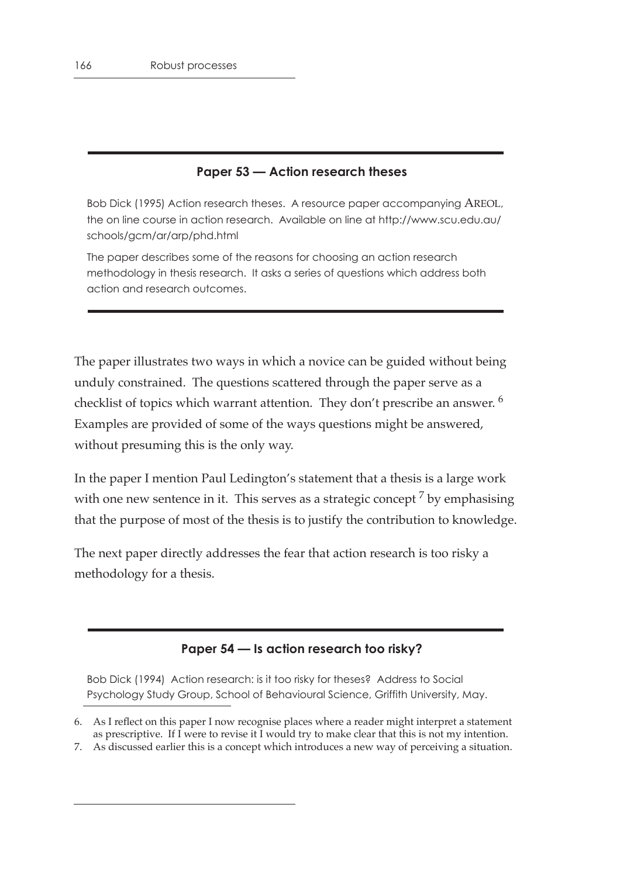### Paper 53 — Action research theses

Bob Dick (1995) Action research theses. A resource paper accompanying AREOL, the on line course in action research. Available on line at http://www.scu.edu.au/schools/gcm/ar/arp/phd.html

The paper describes some of the reasons for choosing an action research methodology in thesis research. It asks a series of questions which address both action and research outcomes.

The paper illustrates two ways in which a novice can be guided without being unduly constrained. The questions scattered through the paper serve as a checklist of topics which warrant attention. They don't prescribe an answer. [6] Examples are provided of some of the ways questions might be answered, without presuming this is the only way.

In the paper I mention Paul Ledington's statement that a thesis is a large work with one new sentence in it. This serves as a strategic concept [7] by emphasising that the purpose of most of the thesis is to justify the contribution to knowledge.

The next paper directly addresses the fear that action research is too risky a methodology for a thesis.

### Paper 54 — Is action research too risky?

Bob Dick (1994) Action research: is it too risky for theses? Address to Social Psychology Study Group, School of Behavioural Science, Griffith University, May.

---

6. As I reflect on this paper I now recognise places where a reader might interpret a statement as prescriptive. If I were to revise it I would try to make clear that this is not my intention.
7. As discussed earlier this is a concept which introduces a new way of perceiving a situation.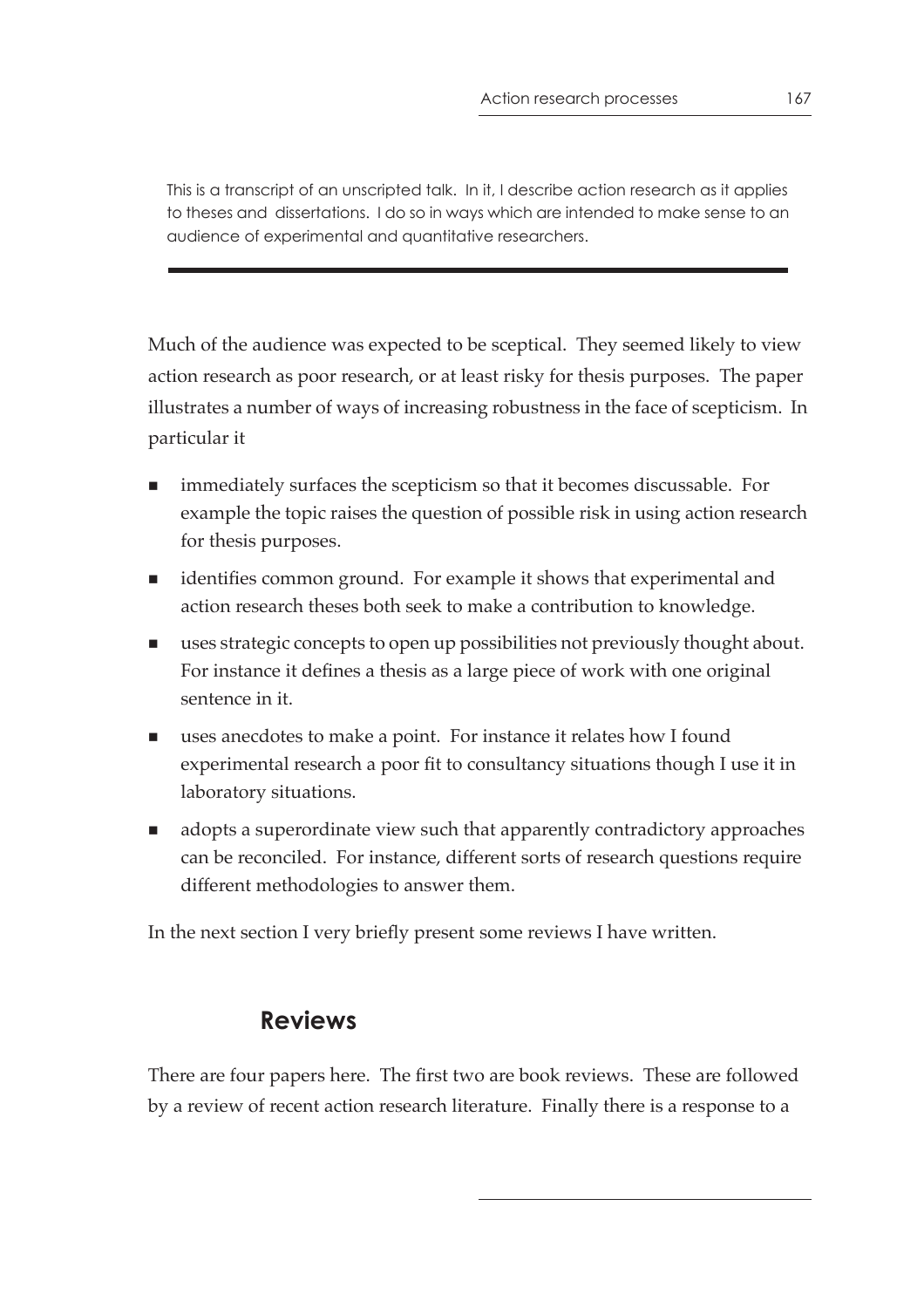This is a transcript of an unscripted talk. In it, I describe action research as it applies to theses and dissertations. I do so in ways which are intended to make sense to an audience of experimental and quantitative researchers.

---

Much of the audience was expected to be sceptical. They seemed likely to view action research as poor research, or at least risky for thesis purposes. The paper illustrates a number of ways of increasing robustness in the face of scepticism. In particular it

- immediately surfaces the scepticism so that it becomes discussable. For example the topic raises the question of possible risk in using action research for thesis purposes.
- identifies common ground. For example it shows that experimental and action research theses both seek to make a contribution to knowledge.
- uses strategic concepts to open up possibilities not previously thought about. For instance it defines a thesis as a large piece of work with one original sentence in it.
- uses anecdotes to make a point. For instance it relates how I found experimental research a poor fit to consultancy situations though I use it in laboratory situations.
- adopts a superordinate view such that apparently contradictory approaches can be reconciled. For instance, different sorts of research questions require different methodologies to answer them.

In the next section I very briefly present some reviews I have written.

## Reviews

There are four papers here. The first two are book reviews. These are followed by a review of recent action research literature. Finally there is a response to a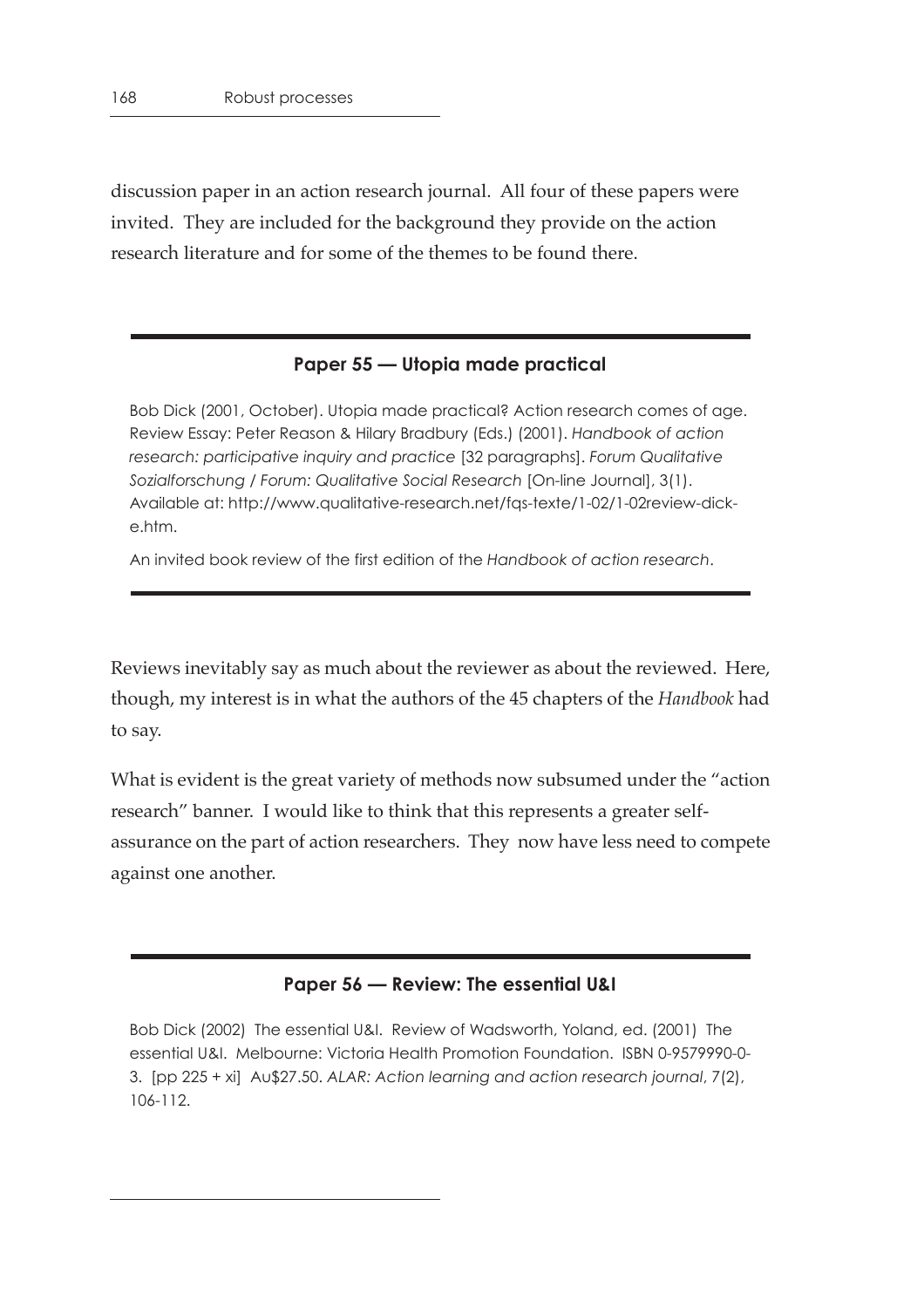discussion paper in an action research journal. All four of these papers were invited. They are included for the background they provide on the action research literature and for some of the themes to be found there.

---

### Paper 55 — Utopia made practical

Bob Dick (2001, October). Utopia made practical? Action research comes of age. Review Essay: Peter Reason & Hilary Bradbury (Eds.) (2001). *Handbook of action research: participative inquiry and practice* [32 paragraphs]. *Forum Qualitative Sozialforschung / Forum: Qualitative Social Research* [On-line Journal], 3(1). Available at: http://www.qualitative-research.net/fqs-texte/1-02/1-02review-dick-e.htm.

An invited book review of the first edition of the *Handbook of action research*.

---

Reviews inevitably say as much about the reviewer as about the reviewed. Here, though, my interest is in what the authors of the 45 chapters of the *Handbook* had to say.

What is evident is the great variety of methods now subsumed under the "action research" banner. I would like to think that this represents a greater self-assurance on the part of action researchers. They now have less need to compete against one another.

---

### Paper 56 — Review: The essential U&I

Bob Dick (2002) The essential U&I. Review of Wadsworth, Yoland, ed. (2001) The essential U&I. Melbourne: Victoria Health Promotion Foundation. ISBN 0-9579990-0-3. [pp 225 + xi] Au$27.50. *ALAR: Action learning and action research journal*, 7(2), 106-112.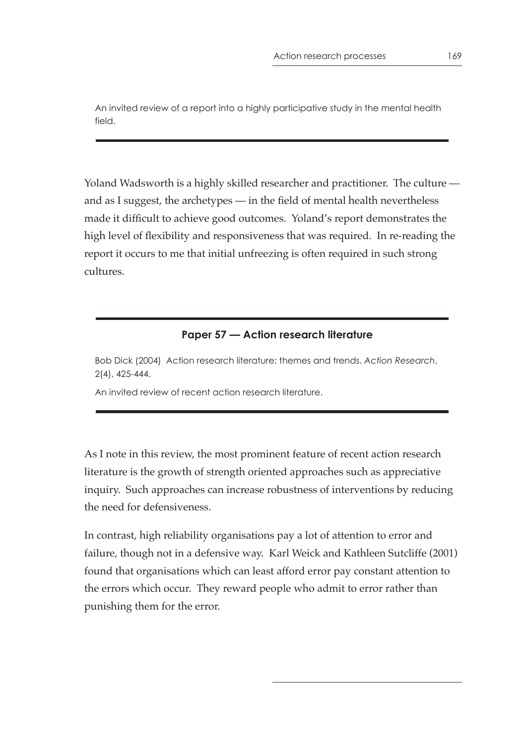An invited review of a report into a highly participative study in the mental health field.

Yoland Wadsworth is a highly skilled researcher and practitioner. The culture — and as I suggest, the archetypes — in the field of mental health nevertheless made it difficult to achieve good outcomes. Yoland's report demonstrates the high level of flexibility and responsiveness that was required. In re-reading the report it occurs to me that initial unfreezing is often required in such strong cultures.

### Paper 57 — Action research literature

Bob Dick (2004) Action research literature: themes and trends. *Action Research*, 2(4), 425-444.

An invited review of recent action research literature.

As I note in this review, the most prominent feature of recent action research literature is the growth of strength oriented approaches such as appreciative inquiry. Such approaches can increase robustness of interventions by reducing the need for defensiveness.

In contrast, high reliability organisations pay a lot of attention to error and failure, though not in a defensive way. Karl Weick and Kathleen Sutcliffe (2001) found that organisations which can least afford error pay constant attention to the errors which occur. They reward people who admit to error rather than punishing them for the error.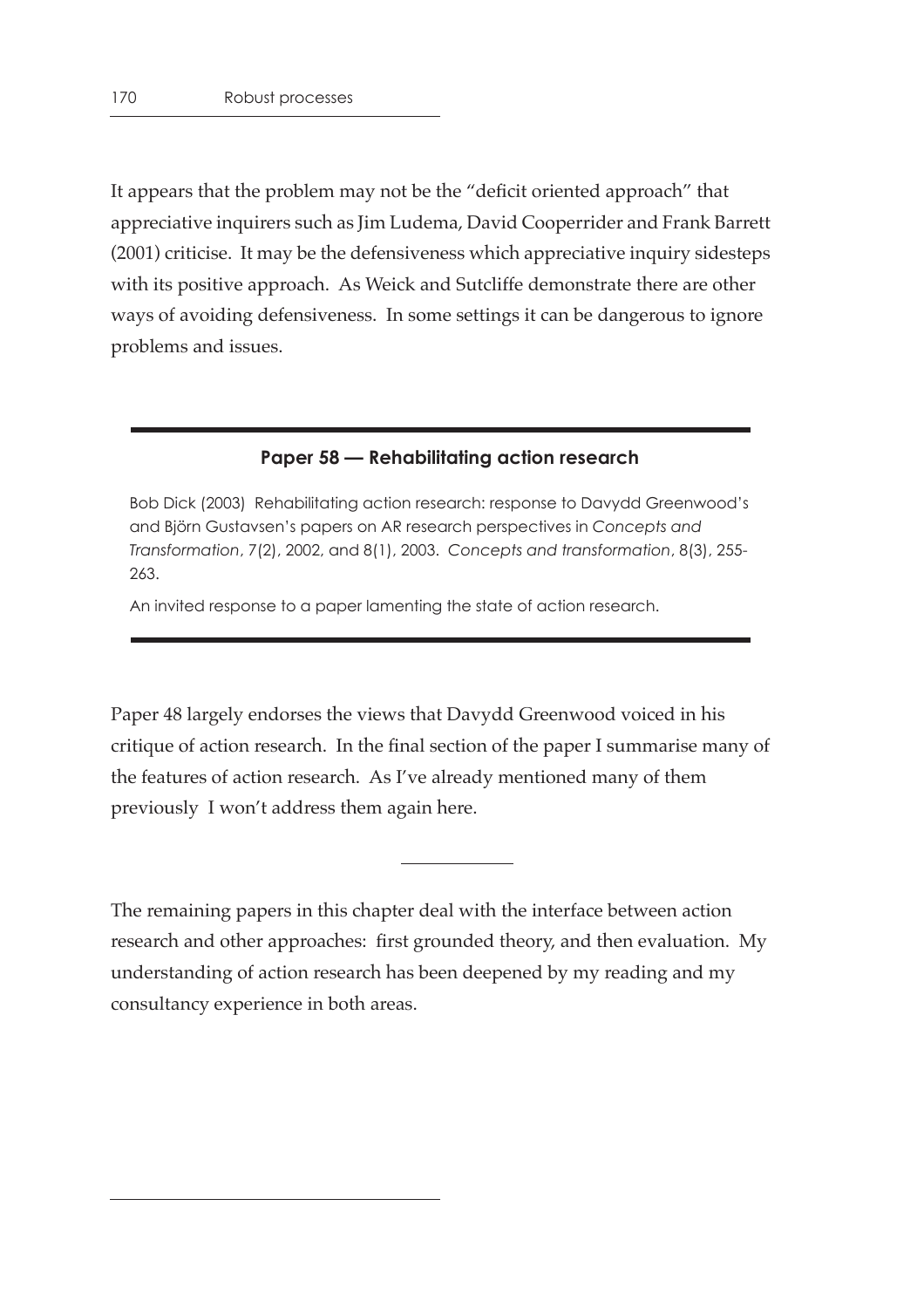It appears that the problem may not be the "deficit oriented approach" that appreciative inquirers such as Jim Ludema, David Cooperrider and Frank Barrett (2001) criticise. It may be the defensiveness which appreciative inquiry sidesteps with its positive approach. As Weick and Sutcliffe demonstrate there are other ways of avoiding defensiveness. In some settings it can be dangerous to ignore problems and issues.

---

### Paper 58 — Rehabilitating action research

Bob Dick (2003) Rehabilitating action research: response to Davydd Greenwood's and Björn Gustavsen's papers on AR research perspectives in *Concepts and Transformation*, 7(2), 2002, and 8(1), 2003. *Concepts and transformation*, 8(3), 255-263.

An invited response to a paper lamenting the state of action research.

---

Paper 48 largely endorses the views that Davydd Greenwood voiced in his critique of action research. In the final section of the paper I summarise many of the features of action research. As I've already mentioned many of them previously I won't address them again here.

---

The remaining papers in this chapter deal with the interface between action research and other approaches: first grounded theory, and then evaluation. My understanding of action research has been deepened by my reading and my consultancy experience in both areas.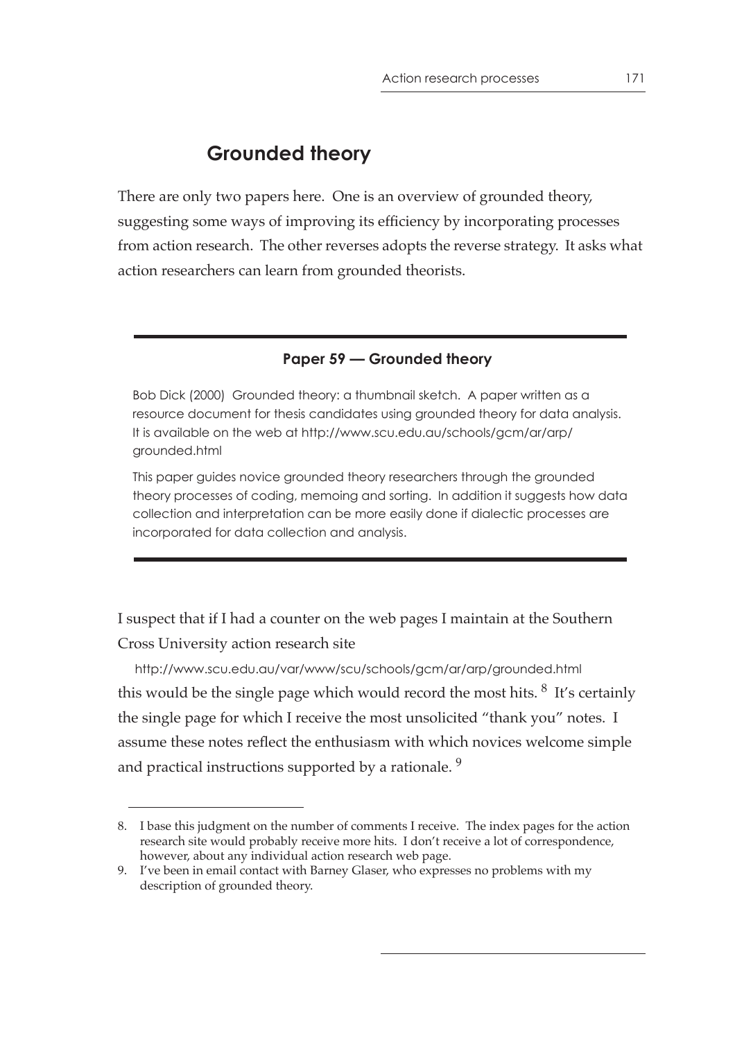## Grounded theory

There are only two papers here. One is an overview of grounded theory, suggesting some ways of improving its efficiency by incorporating processes from action research. The other reverses adopts the reverse strategy. It asks what action researchers can learn from grounded theorists.

---

### Paper 59 — Grounded theory

Bob Dick (2000) Grounded theory: a thumbnail sketch. A paper written as a resource document for thesis candidates using grounded theory for data analysis. It is available on the web at http://www.scu.edu.au/schools/gcm/ar/arp/grounded.html

This paper guides novice grounded theory researchers through the grounded theory processes of coding, memoing and sorting. In addition it suggests how data collection and interpretation can be more easily done if dialectic processes are incorporated for data collection and analysis.

---

I suspect that if I had a counter on the web pages I maintain at the Southern Cross University action research site

http://www.scu.edu.au/var/www/scu/schools/gcm/ar/arp/grounded.html

this would be the single page which would record the most hits. [8] It's certainly the single page for which I receive the most unsolicited "thank you" notes. I assume these notes reflect the enthusiasm with which novices welcome simple and practical instructions supported by a rationale. [9]

---

8. I base this judgment on the number of comments I receive. The index pages for the action research site would probably receive more hits. I don't receive a lot of correspondence, however, about any individual action research web page.

9. I've been in email contact with Barney Glaser, who expresses no problems with my description of grounded theory.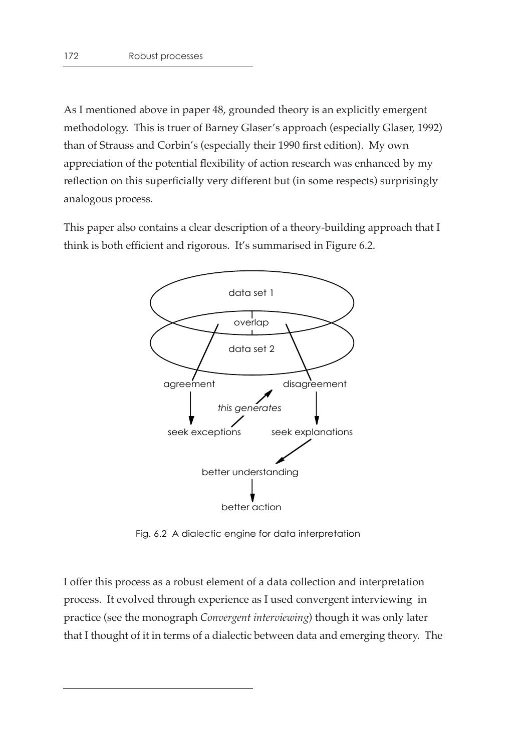As I mentioned above in paper 48, grounded theory is an explicitly emergent methodology. This is truer of Barney Glaser's approach (especially Glaser, 1992) than of Strauss and Corbin's (especially their 1990 first edition). My own appreciation of the potential flexibility of action research was enhanced by my reflection on this superficially very different but (in some respects) surprisingly analogous process.

This paper also contains a clear description of a theory-building approach that I think is both efficient and rigorous. It's summarised in Figure 6.2.

Fig. 6.2 A dialectic engine for data interpretation

I offer this process as a robust element of a data collection and interpretation process. It evolved through experience as I used convergent interviewing in practice (see the monograph *Convergent interviewing*) though it was only later that I thought of it in terms of a dialectic between data and emerging theory. The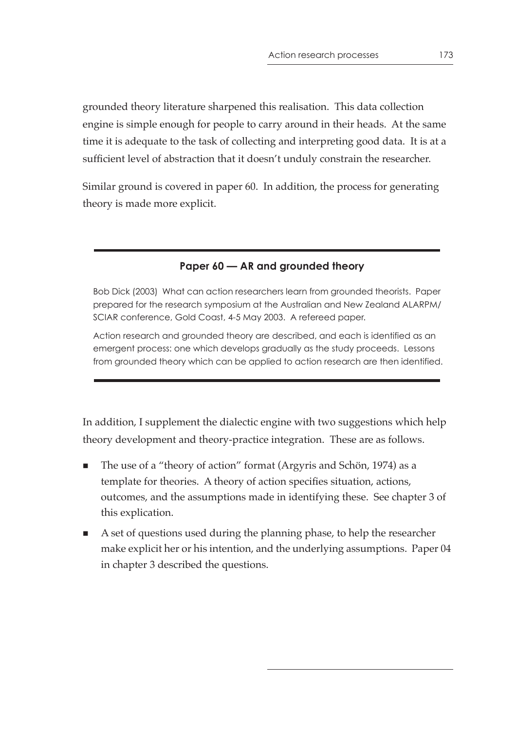grounded theory literature sharpened this realisation. This data collection engine is simple enough for people to carry around in their heads. At the same time it is adequate to the task of collecting and interpreting good data. It is at a sufficient level of abstraction that it doesn't unduly constrain the researcher.

Similar ground is covered in paper 60. In addition, the process for generating theory is made more explicit.

---

**Paper 60 — AR and grounded theory**

Bob Dick (2003) What can action researchers learn from grounded theorists. Paper prepared for the research symposium at the Australian and New Zealand ALARPM/ SCIAR conference, Gold Coast, 4-5 May 2003. A refereed paper.

Action research and grounded theory are described, and each is identified as an emergent process: one which develops gradually as the study proceeds. Lessons from grounded theory which can be applied to action research are then identified.

---

In addition, I supplement the dialectic engine with two suggestions which help theory development and theory-practice integration. These are as follows.

- The use of a "theory of action" format (Argyris and Schön, 1974) as a template for theories. A theory of action specifies situation, actions, outcomes, and the assumptions made in identifying these. See chapter 3 of this explication.
- A set of questions used during the planning phase, to help the researcher make explicit her or his intention, and the underlying assumptions. Paper 04 in chapter 3 described the questions.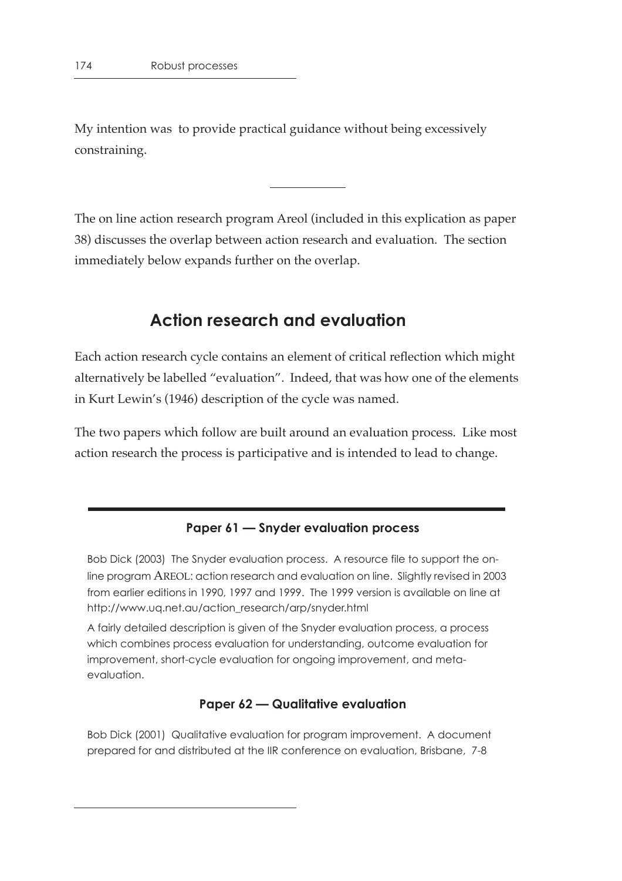My intention was to provide practical guidance without being excessively constraining.

---

The on line action research program Areol (included in this explication as paper 38) discusses the overlap between action research and evaluation. The section immediately below expands further on the overlap.

## Action research and evaluation

Each action research cycle contains an element of critical reflection which might alternatively be labelled "evaluation". Indeed, that was how one of the elements in Kurt Lewin's (1946) description of the cycle was named.

The two papers which follow are built around an evaluation process. Like most action research the process is participative and is intended to lead to change.

---

### Paper 61 — Snyder evaluation process

Bob Dick (2003) The Snyder evaluation process. A resource file to support the on-line program AREOL: action research and evaluation on line. Slightly revised in 2003 from earlier editions in 1990, 1997 and 1999. The 1999 version is available on line at http://www.uq.net.au/action_research/arp/snyder.html

A fairly detailed description is given of the Snyder evaluation process, a process which combines process evaluation for understanding, outcome evaluation for improvement, short-cycle evaluation for ongoing improvement, and meta-evaluation.

### Paper 62 — Qualitative evaluation

Bob Dick (2001) Qualitative evaluation for program improvement. A document prepared for and distributed at the IIR conference on evaluation, Brisbane, 7-8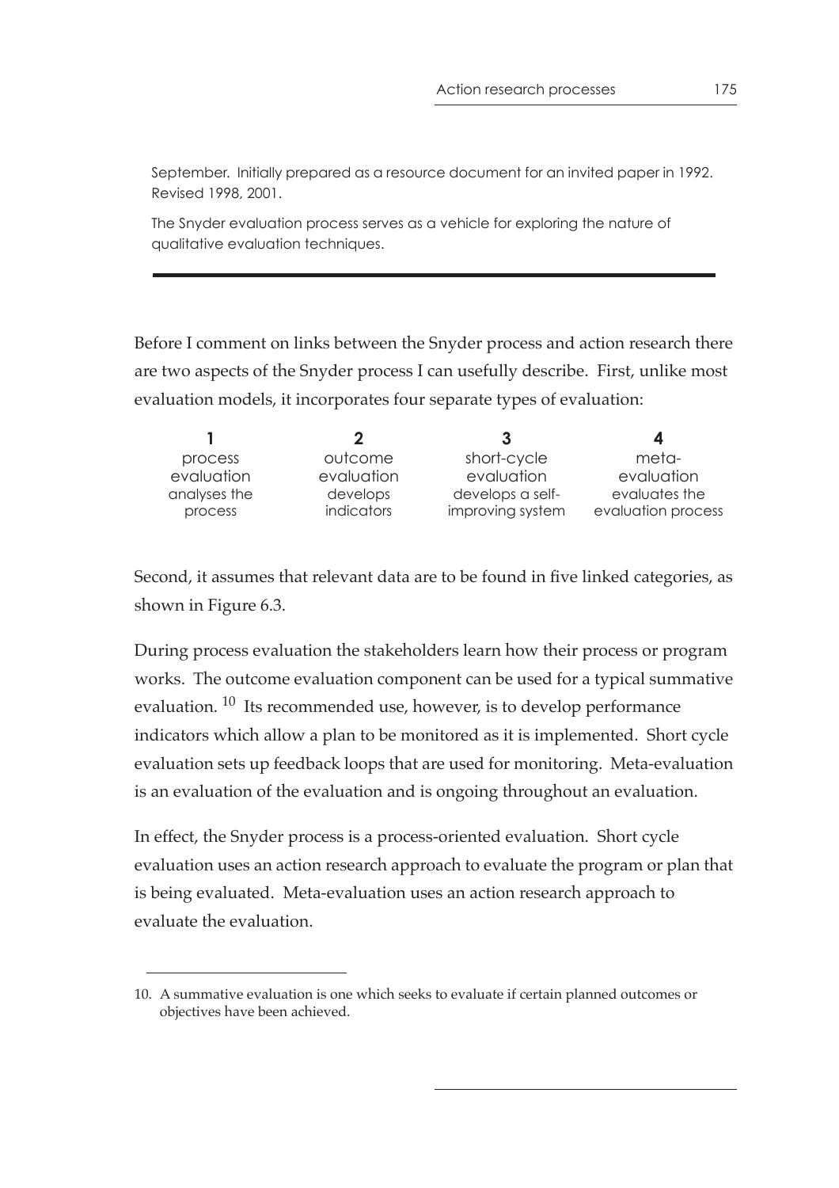September. Initially prepared as a resource document for an invited paper in 1992. Revised 1998, 2001.

The Snyder evaluation process serves as a vehicle for exploring the nature of qualitative evaluation techniques.

---

Before I comment on links between the Snyder process and action research there are two aspects of the Snyder process I can usefully describe. First, unlike most evaluation models, it incorporates four separate types of evaluation:

| 1 | 2 | 3 | 4 |
|---|---|---|---|
| process evaluation analyses the process | outcome evaluation develops indicators | short-cycle evaluation develops a self-improving system | meta-evaluation evaluates the evaluation process |

Second, it assumes that relevant data are to be found in five linked categories, as shown in Figure 6.3.

During process evaluation the stakeholders learn how their process or program works. The outcome evaluation component can be used for a typical summative evaluation. [10] Its recommended use, however, is to develop performance indicators which allow a plan to be monitored as it is implemented. Short cycle evaluation sets up feedback loops that are used for monitoring. Meta-evaluation is an evaluation of the evaluation and is ongoing throughout an evaluation.

In effect, the Snyder process is a process-oriented evaluation. Short cycle evaluation uses an action research approach to evaluate the program or plan that is being evaluated. Meta-evaluation uses an action research approach to evaluate the evaluation.

---

10. A summative evaluation is one which seeks to evaluate if certain planned outcomes or objectives have been achieved.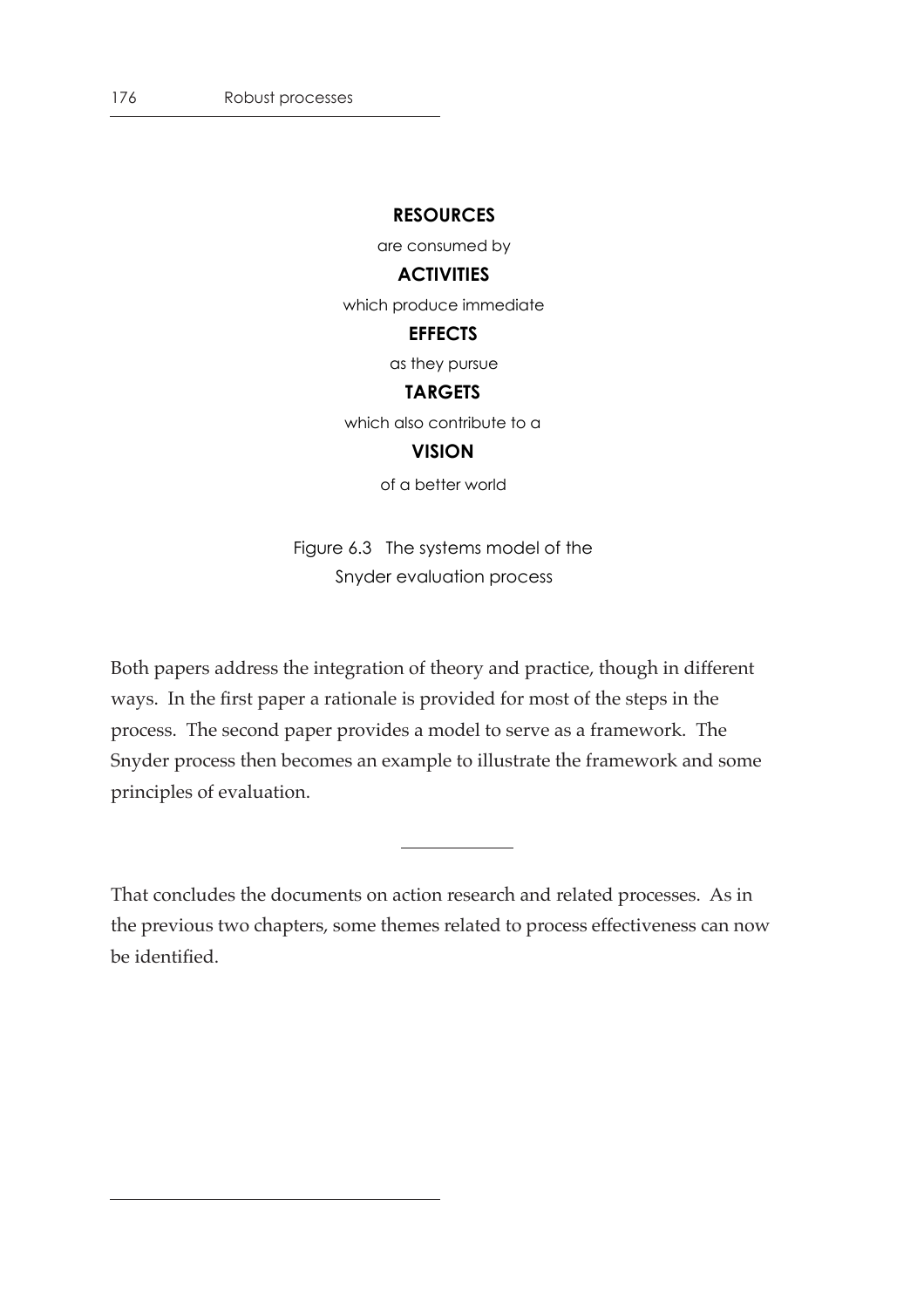**RESOURCES**

are consumed by

**ACTIVITIES**

which produce immediate

**EFFECTS**

as they pursue

**TARGETS**

which also contribute to a

**VISION**

of a better world

Figure 6.3 The systems model of the Snyder evaluation process

Both papers address the integration of theory and practice, though in different ways. In the first paper a rationale is provided for most of the steps in the process. The second paper provides a model to serve as a framework. The Snyder process then becomes an example to illustrate the framework and some principles of evaluation.

---

That concludes the documents on action research and related processes. As in the previous two chapters, some themes related to process effectiveness can now be identified.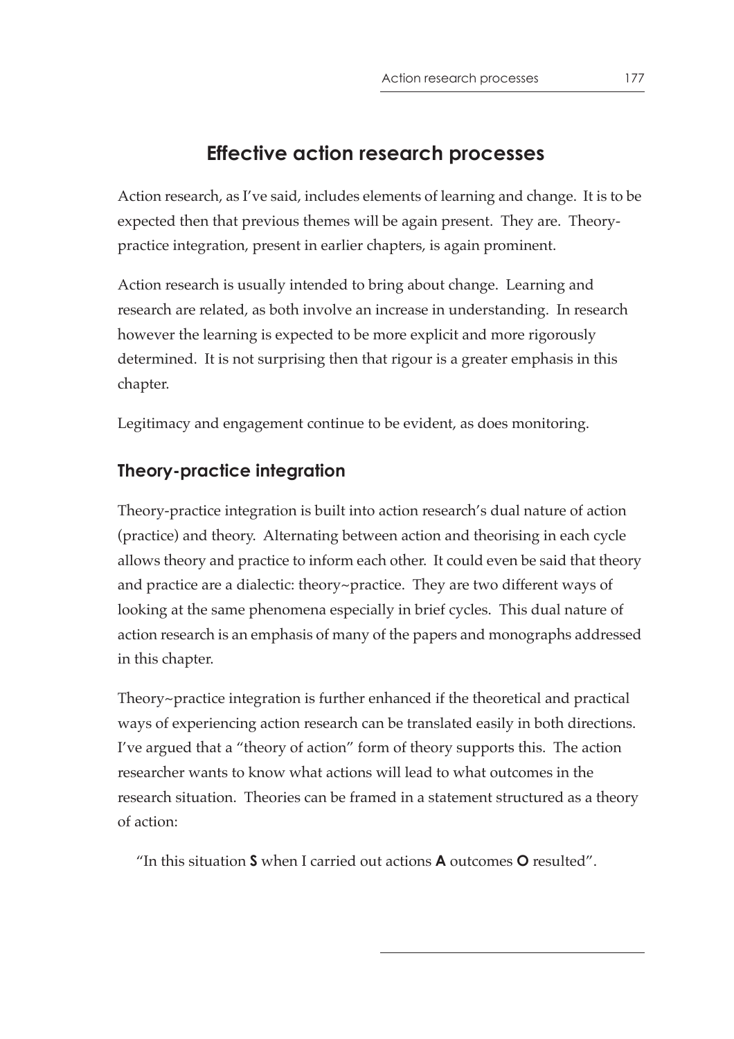## Effective action research processes

Action research, as I've said, includes elements of learning and change. It is to be expected then that previous themes will be again present. They are. Theory-practice integration, present in earlier chapters, is again prominent.

Action research is usually intended to bring about change. Learning and research are related, as both involve an increase in understanding. In research however the learning is expected to be more explicit and more rigorously determined. It is not surprising then that rigour is a greater emphasis in this chapter.

Legitimacy and engagement continue to be evident, as does monitoring.

### Theory-practice integration

Theory-practice integration is built into action research's dual nature of action (practice) and theory. Alternating between action and theorising in each cycle allows theory and practice to inform each other. It could even be said that theory and practice are a dialectic: theory~practice. They are two different ways of looking at the same phenomena especially in brief cycles. This dual nature of action research is an emphasis of many of the papers and monographs addressed in this chapter.

Theory~practice integration is further enhanced if the theoretical and practical ways of experiencing action research can be translated easily in both directions. I've argued that a "theory of action" form of theory supports this. The action researcher wants to know what actions will lead to what outcomes in the research situation. Theories can be framed in a statement structured as a theory of action:

> "In this situation **S** when I carried out actions **A** outcomes **O** resulted".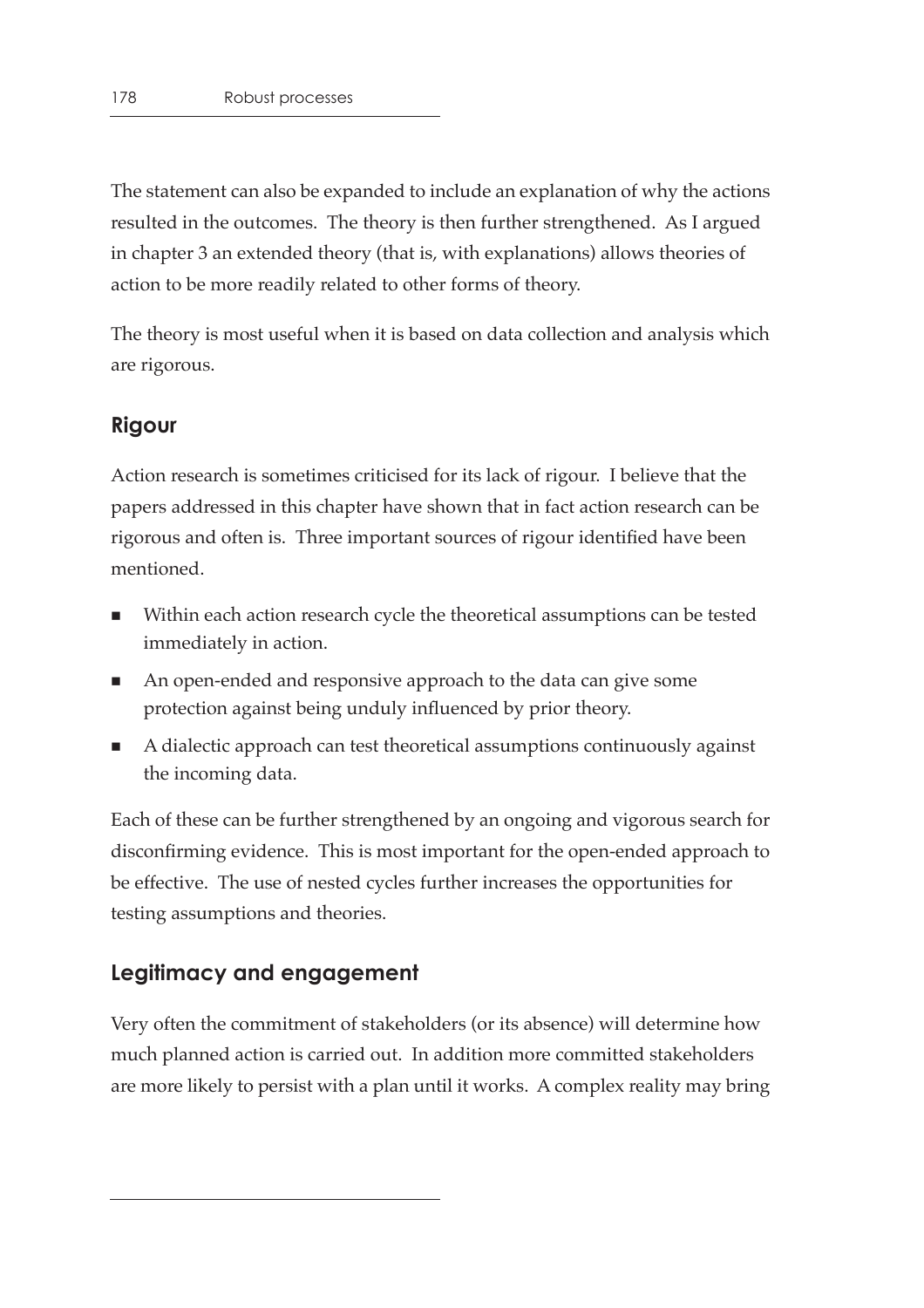The statement can also be expanded to include an explanation of why the actions resulted in the outcomes. The theory is then further strengthened. As I argued in chapter 3 an extended theory (that is, with explanations) allows theories of action to be more readily related to other forms of theory.

The theory is most useful when it is based on data collection and analysis which are rigorous.

## Rigour

Action research is sometimes criticised for its lack of rigour. I believe that the papers addressed in this chapter have shown that in fact action research can be rigorous and often is. Three important sources of rigour identified have been mentioned.

- Within each action research cycle the theoretical assumptions can be tested immediately in action.
- An open-ended and responsive approach to the data can give some protection against being unduly influenced by prior theory.
- A dialectic approach can test theoretical assumptions continuously against the incoming data.

Each of these can be further strengthened by an ongoing and vigorous search for disconfirming evidence. This is most important for the open-ended approach to be effective. The use of nested cycles further increases the opportunities for testing assumptions and theories.

## Legitimacy and engagement

Very often the commitment of stakeholders (or its absence) will determine how much planned action is carried out. In addition more committed stakeholders are more likely to persist with a plan until it works. A complex reality may bring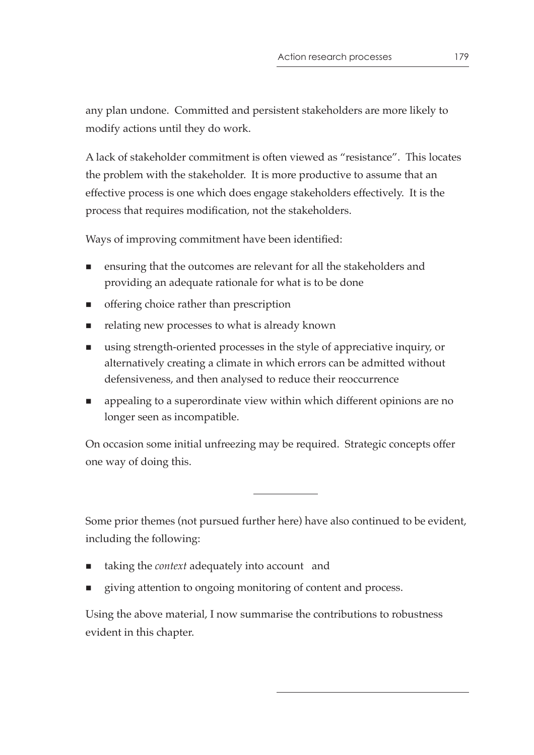any plan undone. Committed and persistent stakeholders are more likely to modify actions until they do work.

A lack of stakeholder commitment is often viewed as "resistance". This locates the problem with the stakeholder. It is more productive to assume that an effective process is one which does engage stakeholders effectively. It is the process that requires modification, not the stakeholders.

Ways of improving commitment have been identified:

- ensuring that the outcomes are relevant for all the stakeholders and providing an adequate rationale for what is to be done
- offering choice rather than prescription
- relating new processes to what is already known
- using strength-oriented processes in the style of appreciative inquiry, or alternatively creating a climate in which errors can be admitted without defensiveness, and then analysed to reduce their reoccurrence
- appealing to a superordinate view within which different opinions are no longer seen as incompatible.

On occasion some initial unfreezing may be required. Strategic concepts offer one way of doing this.

---

Some prior themes (not pursued further here) have also continued to be evident, including the following:

- taking the *context* adequately into account and
- giving attention to ongoing monitoring of content and process.

Using the above material, I now summarise the contributions to robustness evident in this chapter.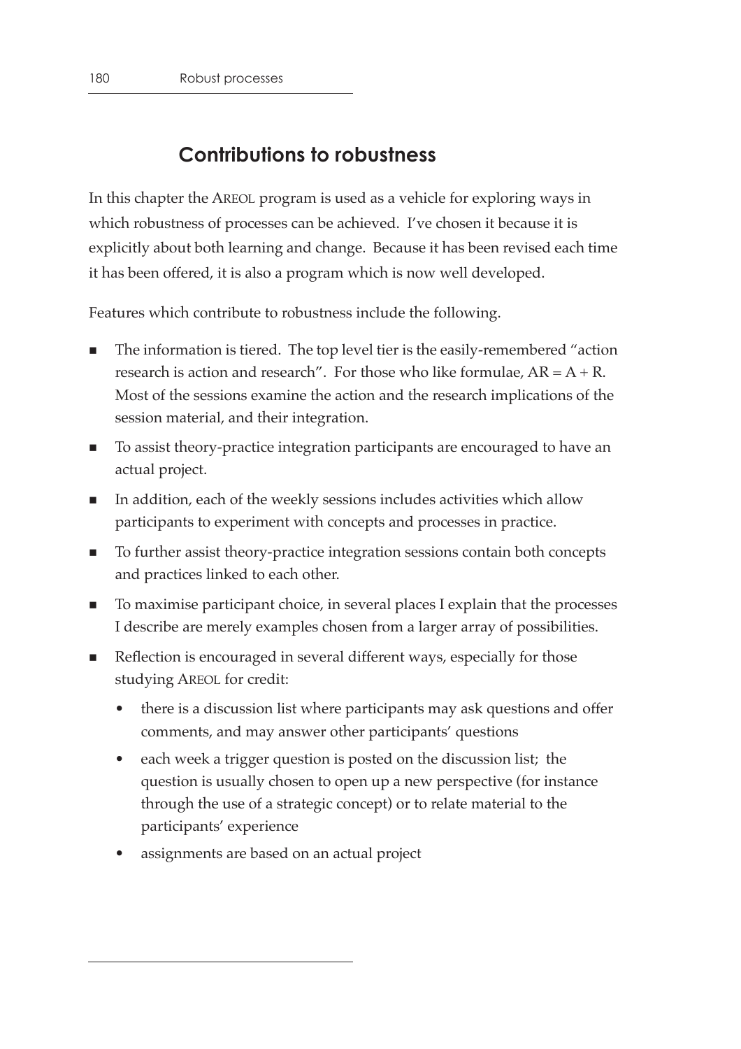## Contributions to robustness

In this chapter the AREOL program is used as a vehicle for exploring ways in which robustness of processes can be achieved. I've chosen it because it is explicitly about both learning and change. Because it has been revised each time it has been offered, it is also a program which is now well developed.

Features which contribute to robustness include the following.

- The information is tiered. The top level tier is the easily-remembered "action research is action and research". For those who like formulae, AR = A + R. Most of the sessions examine the action and the research implications of the session material, and their integration.
- To assist theory-practice integration participants are encouraged to have an actual project.
- In addition, each of the weekly sessions includes activities which allow participants to experiment with concepts and processes in practice.
- To further assist theory-practice integration sessions contain both concepts and practices linked to each other.
- To maximise participant choice, in several places I explain that the processes I describe are merely examples chosen from a larger array of possibilities.
- Reflection is encouraged in several different ways, especially for those studying AREOL for credit:
  - there is a discussion list where participants may ask questions and offer comments, and may answer other participants' questions
  - each week a trigger question is posted on the discussion list; the question is usually chosen to open up a new perspective (for instance through the use of a strategic concept) or to relate material to the participants' experience
  - assignments are based on an actual project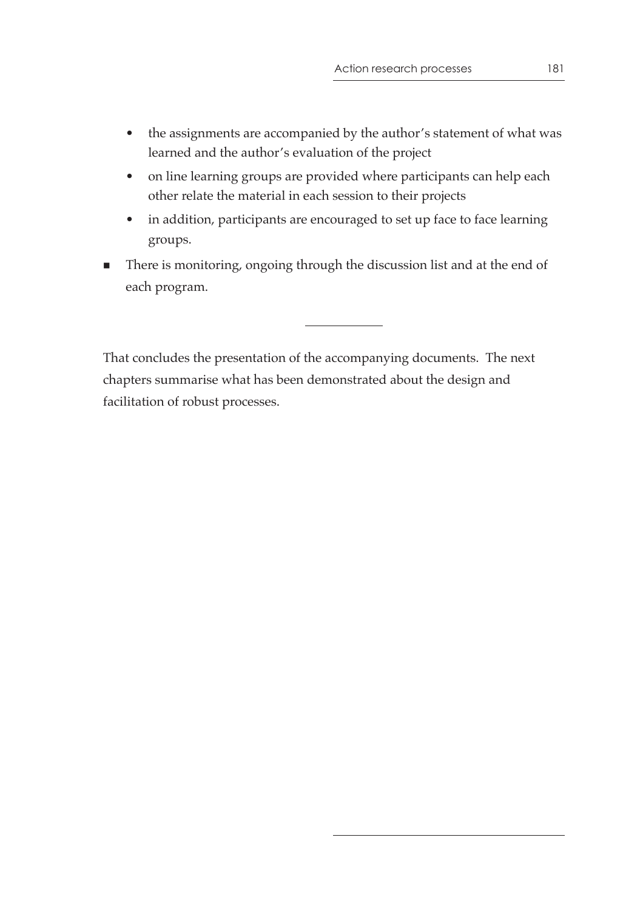- the assignments are accompanied by the author's statement of what was learned and the author's evaluation of the project
- on line learning groups are provided where participants can help each other relate the material in each session to their projects
- in addition, participants are encouraged to set up face to face learning groups.

- There is monitoring, ongoing through the discussion list and at the end of each program.

---

That concludes the presentation of the accompanying documents. The next chapters summarise what has been demonstrated about the design and facilitation of robust processes.